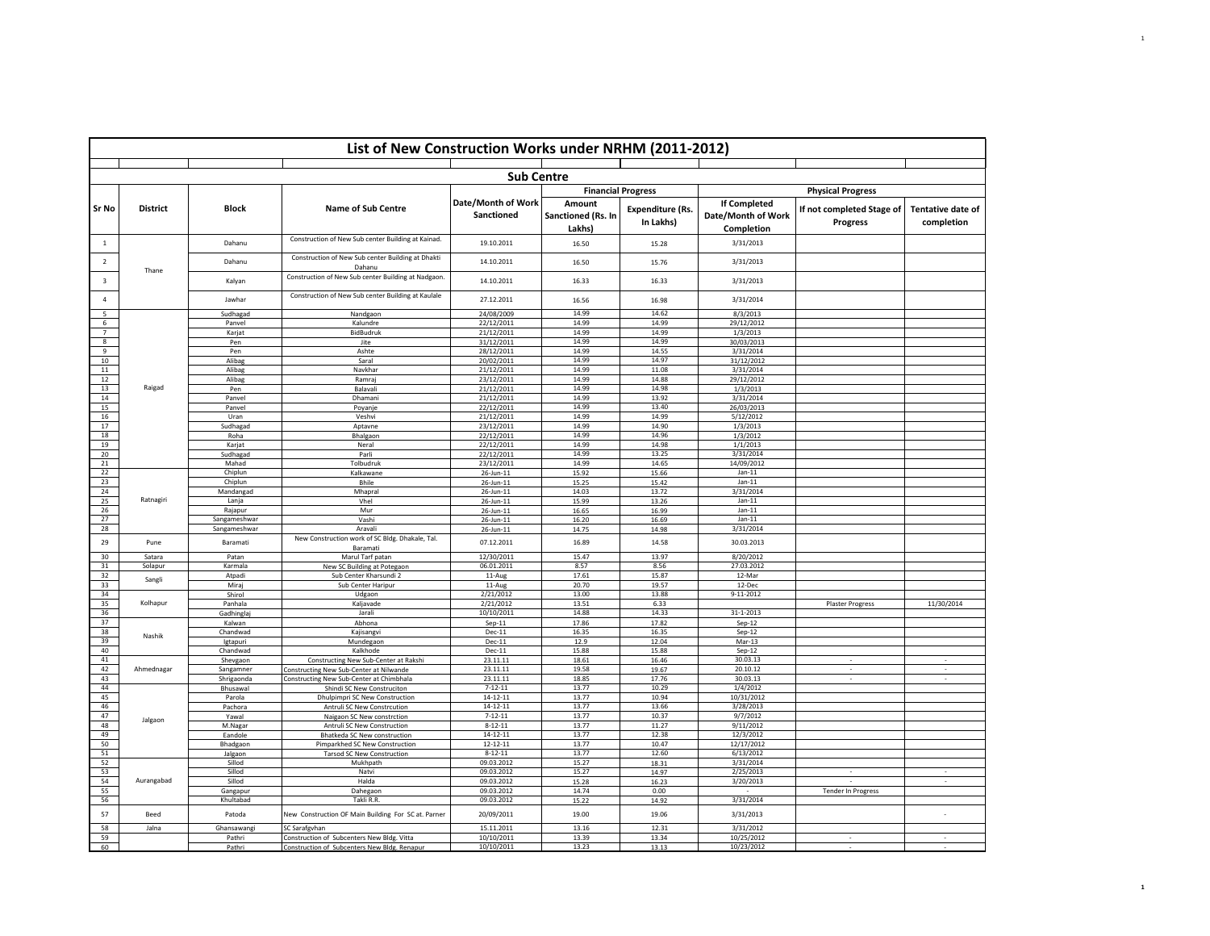# List of New Construction Works under NRHM (2011-2012)

## Sub Centre

| Sr No | District | Block | Name of Sub Centre | Date/Month of Work Sanctioned | Financial Progress | | Physical Progress | | |
|---|---|---|---|---|---|---|---|---|---|
| | | | | | Amount Sanctioned (Rs. In Lakhs) | Expenditure (Rs. In Lakhs) | If Completed Date/Month of Work Completion | If not completed Stage of Progress | Tentative date of completion |
| 1 | Thane | Dahanu | Construction of New Sub center Building at Kainad. | 19.10.2011 | 16.50 | 15.28 | 3/31/2013 | | |
| 2 | | Dahanu | Construction of New Sub center Building at Dhakti Dahanu | 14.10.2011 | 16.50 | 15.76 | 3/31/2013 | | |
| 3 | | Kalyan | Construction of New Sub center Building at Nadgaon. | 14.10.2011 | 16.33 | 16.33 | 3/31/2013 | | |
| 4 | | Jawhar | Construction of New Sub center Building at Kaulale | 27.12.2011 | 16.56 | 16.98 | 3/31/2014 | | |
| 5 | Raigad | Sudhagad | Nandgaon | 24/08/2009 | 14.99 | 14.62 | 8/3/2013 | | |
| 6 | | Panvel | Kalundre | 22/12/2011 | 14.99 | 14.99 | 29/12/2012 | | |
| 7 | | Karjat | BidBudruk | 21/12/2011 | 14.99 | 14.99 | 1/3/2013 | | |
| 8 | | Pen | Jite | 31/12/2011 | 14.99 | 14.99 | 30/03/2013 | | |
| 9 | | Pen | Ashte | 28/12/2011 | 14.99 | 14.55 | 3/31/2014 | | |
| 10 | | Alibag | Saral | 20/02/2011 | 14.99 | 14.97 | 31/12/2012 | | |
| 11 | | Alibag | Navkhar | 21/12/2011 | 14.99 | 11.08 | 3/31/2014 | | |
| 12 | | Alibag | Ramraj | 23/12/2011 | 14.99 | 14.88 | 29/12/2012 | | |
| 13 | | Pen | Balavali | 21/12/2011 | 14.99 | 14.98 | 1/3/2013 | | |
| 14 | | Panvel | Dhamani | 21/12/2011 | 14.99 | 13.92 | 3/31/2014 | | |
| 15 | | Panvel | Poyanje | 22/12/2011 | 14.99 | 13.40 | 26/03/2013 | | |
| 16 | | Uran | Veshvi | 21/12/2011 | 14.99 | 14.99 | 5/12/2012 | | |
| 17 | | Sudhagad | Aptavne | 23/12/2011 | 14.99 | 14.90 | 1/3/2013 | | |
| 18 | | Roha | Bhalgaon | 22/12/2011 | 14.99 | 14.96 | 1/3/2012 | | |
| 19 | | Karjat | Neral | 22/12/2011 | 14.99 | 14.98 | 1/1/2013 | | |
| 20 | | Sudhagad | Parli | 22/12/2011 | 14.99 | 13.25 | 3/31/2014 | | |
| 21 | | Mahad | Tolbudruk | 23/12/2011 | 14.99 | 14.65 | 14/09/2012 | | |
| 22 | Ratnagiri | Chiplun | Kalkawane | 26-Jun-11 | 15.92 | 15.66 | Jan-11 | | |
| 23 | | Chiplun | Bhile | 26-Jun-11 | 15.25 | 15.42 | Jan-11 | | |
| 24 | | Mandangad | Mhapral | 26-Jun-11 | 14.03 | 13.72 | 3/31/2014 | | |
| 25 | | Lanja | Vhel | 26-Jun-11 | 15.99 | 13.26 | Jan-11 | | |
| 26 | | Rajapur | Mur | 26-Jun-11 | 16.65 | 16.99 | Jan-11 | | |
| 27 | | Sangameshwar | Vashi | 26-Jun-11 | 16.20 | 16.69 | Jan-11 | | |
| 28 | | Sangameshwar | Aravali | 26-Jun-11 | 14.75 | 14.98 | 3/31/2014 | | |
| 29 | Pune | Baramati | New Construction work of SC Bldg. Dhakale, Tal. Baramati | 07.12.2011 | 16.89 | 14.58 | 30.03.2013 | | |
| 30 | Satara | Patan | Marul Tarf patan | 12/30/2011 | 15.47 | 13.97 | 8/20/2012 | | |
| 31 | Solapur | Karmala | New SC Building at Potegaon | 06.01.2011 | 8.57 | 8.56 | 27.03.2012 | | |
| 32 | Sangli | Atpadi | Sub Center Kharsundi 2 | 11-Aug | 17.61 | 15.87 | 12-Mar | | |
| 33 | | Miraj | Sub Center Haripur | 11-Aug | 20.70 | 19.57 | 12-Dec | | |
| 34 | Kolhapur | Shirol | Udgaon | 2/21/2012 | 13.00 | 13.88 | 9-11-2012 | | |
| 35 | | Panhala | Kaljavade | 2/21/2012 | 13.51 | 6.33 | | Plaster Progress | 11/30/2014 |
| 36 | | Gadhinglaj | Jarali | 10/10/2011 | 14.88 | 14.33 | 31-1-2013 | | |
| 37 | Nashik | Kalwan | Abhona | Sep-11 | 17.86 | 17.82 | Sep-12 | | |
| 38 | | Chandwad | Kajisangvi | Dec-11 | 16.35 | 16.35 | Sep-12 | | |
| 39 | | Igtapuri | Mundegaon | Dec-11 | 12.9 | 12.04 | Mar-13 | | |
| 40 | | Chandwad | Kalkhode | Dec-11 | 15.88 | 15.88 | Sep-12 | | |
| 41 | Ahmednagar | Shevgaon | Constructing New Sub-Center at Rakshi | 23.11.11 | 18.61 | 16.46 | 30.03.13 | - | - |
| 42 | | Sangamner | Constructing New Sub-Center at Nilwande | 23.11.11 | 19.58 | 19.67 | 20.10.12 | - | - |
| 43 | | Shrigaonda | Constructing New Sub-Center at Chimbhala | 23.11.11 | 18.85 | 17.76 | 30.03.13 | - | - |
| 44 | Jalgaon | Bhusawal | Shindi SC New Construciton | 7-12-11 | 13.77 | 10.29 | 1/4/2012 | | |
| 45 | | Parola | Dhulpimpri SC New Construction | 14-12-11 | 13.77 | 10.94 | 10/31/2012 | | |
| 46 | | Pachora | Antruli SC New Constrcution | 14-12-11 | 13.77 | 13.66 | 3/28/2013 | | |
| 47 | | Yawal | Naigaon SC New constrction | 7-12-11 | 13.77 | 10.37 | 9/7/2012 | | |
| 48 | | M.Nagar | Antruli SC New Construction | 8-12-11 | 13.77 | 11.27 | 9/11/2012 | | |
| 49 | | Eandole | Bhatkeda SC New construction | 14-12-11 | 13.77 | 12.38 | 12/3/2012 | | |
| 50 | | Bhadgaon | Pimparkhed SC New Construction | 12-12-11 | 13.77 | 10.47 | 12/17/2012 | | |
| 51 | | Jalgaon | Tarsod SC New Construction | 8-12-11 | 13.77 | 12.60 | 6/13/2012 | | |
| 52 | Aurangabad | Sillod | Mukhpath | 09.03.2012 | 15.27 | 18.31 | 3/31/2014 | | |
| 53 | | Sillod | Natvi | 09.03.2012 | 15.27 | 14.97 | 2/25/2013 | - | - |
| 54 | | Sillod | Halda | 09.03.2012 | 15.28 | 16.23 | 3/20/2013 | - | - |
| 55 | | Gangapur | Dahegaon | 09.03.2012 | 14.74 | 0.00 | | Tender In Progress | |
| 56 | | Khultabad | Takli R.R. | 09.03.2012 | 15.22 | 14.92 | 3/31/2014 | | |
| 57 | Beed | Patoda | New Construction OF Main Building For SC at. Parner | 20/09/2011 | 19.00 | 19.06 | 3/31/2013 | | - |
| 58 | Jalna | Ghansawangi | SC Sarafgvhan | 15.11.2011 | 13.16 | 12.31 | 3/31/2012 | | |
| 59 | | Pathri | Construction of Subcenters New Bldg. Vitta | 10/10/2011 | 13.39 | 13.34 | 10/25/2012 | - | - |
| 60 | | Pathri | Construction of Subcenters New Bldg. Renapur | 10/10/2011 | 13.23 | 13.13 | 10/23/2012 | - | - |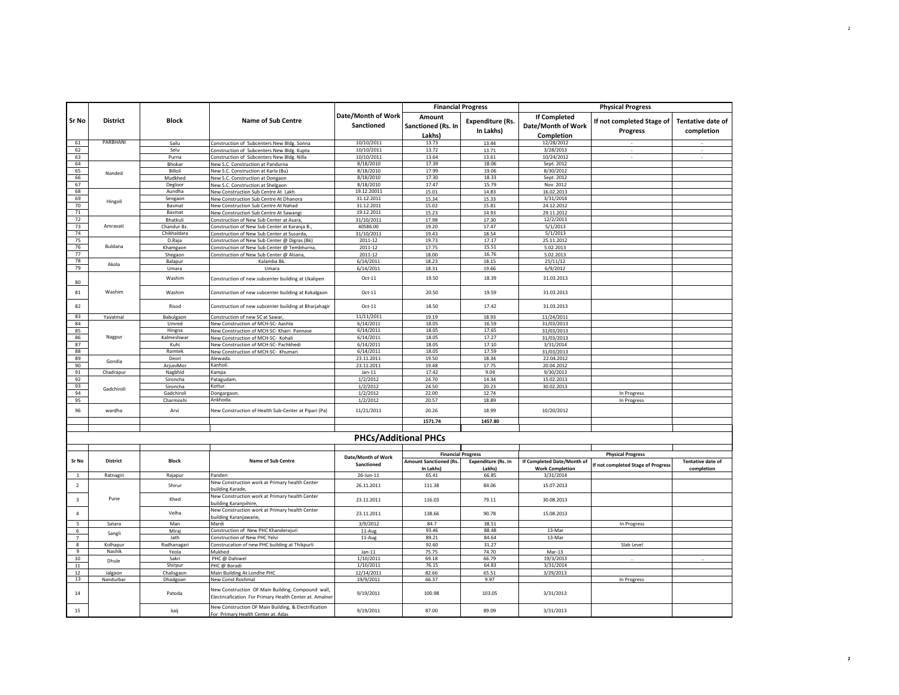| Sr No | District | Block | Name of Sub Centre | Date/Month of Work Sanctioned | Financial Progress | | Physical Progress | | |
|---|---|---|---|---|---|---|---|---|---|
| | | | | | Amount Sanctioned (Rs. In Lakhs) | Expenditure (Rs. In Lakhs) | If Completed Date/Month of Work Completion | If not completed Stage of Progress | Tentative date of completion |
| 61 | PARBHANI | Sailu | Construction of Subcenters New Bldg. Sonna | 10/10/2011 | 13.73 | 13.44 | 12/28/2012 | - | - |
| 62 | | Selu | Construction of Subcenters New Bldg. Kupta | 10/10/2011 | 13.72 | 13.71 | 3/28/2013 | - | - |
| 63 | | Purna | Construction of Subcenters New Bldg. Nilla | 10/10/2011 | 13.64 | 13.61 | 10/24/2012 | - | - |
| 64 | Nanded | Bhokar | New S.C. Construction at Pandurna | 8/18/2010 | 17.39 | 18.06 | Sept. 2012 | | |
| 65 | | Billoli | New S.C. Construction at Karla (Bu) | 8/18/2010 | 17.99 | 19.06 | 8/30/2012 | | |
| 66 | | Mudkhed | New S.C. Construction at Dongaon | 8/18/2010 | 17.30 | 18.33 | Sept. 2012 | | |
| 67 | | Degloor | New S.C. Construction at Shelgaon | 8/18/2010 | 17.47 | 15.79 | Nov. 2012 | | |
| 68 | Hingoli | Aundha | New Construction Sub Centre At Lakh | 19.12.20011 | 15.01 | 14.83 | 16.02.2013 | | |
| 69 | | Sengaon | New Construction Sub Centre At Dhanora | 31.12.2011 | 15.34 | 15.33 | 3/31/2014 | | |
| 70 | | Basmat | New Construction Sub Centre At Nahad | 31.12.2011 | 15.02 | 15.81 | 24.12.2012 | | |
| 71 | | Basmat | New Construction Sub Centre At Sawangi | 19.12.2011 | 15.23 | 14.93 | 29.11.2012 | | |
| 72 | Amravati | Bhatkuli | Construction of New Sub Center at Asara, | 31/10/2011 | 17.98 | 17.30 | 12/2/2013 | | |
| 73 | | Chandur Bz. | Construction of New Sub Center at Karanja B., | 40586.00 | 19.20 | 17.47 | 5/1/2013 | | |
| 74 | | Chikhaldara | Construction of New Sub Center at Susarda, | 31/10/2011 | 19.43 | 18.54 | 5/1/2013 | | |
| 75 | Buldana | D.Raja | Construction of New Sub Center @ Digras (Bk) | 2011-12 | 19.73 | 17.17 | 25.11.2012 | | |
| 76 | | Khamgaon | Construction of New Sub Center @ Tembhurna, | 2011-12 | 17.75 | 15.51 | 5.02.2013 | | |
| 77 | | Shegaon | Construction of New Sub Center @ Alsana, | 2011-12 | 18.00 | 16.76 | 5.02.2013 | | |
| 78 | Akola | Balapur | Kalamba Bk. | 6/14/2011 | 18.23 | 18.15 | 25/11/12 | | |
| 79 | | Umara | Umara | 6/14/2011 | 18.31 | 19.66 | 6/9/2012 | | |
| 80 | Washim | Washim | Construction of new subcenter building at Ukalipen | Oct-11 | 19.50 | 18.39 | 31.03.2013 | | |
| 81 | | Washim | Construction of new subcenter building at Kokalgaon | Oct-11 | 20.50 | 19.59 | 31.03.2013 | | |
| 82 | | Risod | Construction of new subcenter building at Bharjahagir | Oct-11 | 18.50 | 17.42 | 31.03.2013 | | |
| 83 | Yavatmal | Babulgaon | Construction of new SC at Sawar, | 11/11/2011 | 19.19 | 18.93 | 11/24/2011 | | |
| 84 | Nagpur | Umred | New Construction of MCH-SC- Aashta | 6/14/2011 | 18.05 | 16.59 | 31/03/2013 | | |
| 85 | | Hingna | New Construction of MCH-SC- Khairi Pannase | 6/14/2011 | 18.05 | 17.65 | 31/03/2013 | | |
| 86 | | Kalmeshwar | New Construction of MCH-SC- Kohali | 6/14/2011 | 18.05 | 17.27 | 31/03/2013 | | |
| 87 | | Kuhi | New Construction of MCH-SC- Pachkhedi | 6/14/2011 | 18.05 | 17.10 | 3/31/2014 | | |
| 88 | | Ramtek | New Construction of MCH-SC- Khumari | 6/14/2011 | 18.05 | 17.59 | 31/03/2013 | | |
| 89 | Gondia | Deori | Alewada. | 23.11.2011 | 19.50 | 18.34 | 22.04.2012 | | |
| 90 | | ArjuniMor | Kanholi. | 23.11.2011 | 19.48 | 17.75 | 20.04.2012 | | |
| 91 | Chadrapur | Nagbhid | Kampa | Jan-11 | 17.42 | 9.04 | 9/30/2013 | | |
| 92 | Gadchiroli | Sironcha | Patagudam. | 1/2/2012 | 24.70 | 14.34 | 15.02.2013 | | |
| 93 | | Sironcha | Kottur. | 1/2/2012 | 24.50 | 20.23 | 30.02.2013 | | |
| 94 | | Gadchiroli | Dongargaon. | 1/2/2012 | 22.00 | 12.74 | | In Progress | |
| 95 | | Charmoshi | Ankhoda. | 1/2/2012 | 20.57 | 18.89 | | In Progress | |
| 96 | wardha | Arvi | New Construction of Health Sub-Center at Pipari (Pa) | 11/21/2011 | 20.26 | 18.99 | 10/20/2012 | | |
| | | | | | 1571.74 | 1457.80 | | | |

## PHCs/Additional PHCs

| Sr No | District | Block | Name of Sub Centre | Date/Month of Work Sanctioned | Financial Progress | | Physical Progress | | |
|---|---|---|---|---|---|---|---|---|---|
| | | | | | Amount Sanctioned (Rs. In Lakhs) | Expenditure (Rs. In Lakhs) | If Completed Date/Month of Work Completion | If not completed Stage of Progress | Tentative date of completion |
| 1 | Ratnagiri | Rajapur | Panderi | 26-Jun-11 | 65.41 | 66.85 | 3/31/2014 | | |
| 2 | Pune | Shirur | New Construction work at Primary health Center building Karade, | 26.11.2011 | 111.38 | 84.06 | 15.07.2013 | | |
| 3 | | Khed | New Construction work at Primary health Center building Karanjvihire, | 23.11.2011 | 116.03 | 79.11 | 30.08.2013 | | |
| 4 | | Velha | New Construction work at Primary health Center building Karanjawane, | 23.11.2011 | 138.66 | 90.78 | 15.08.2013 | | |
| 5 | Satara | Man | Mardi | 3/9/2012 | 84.7 | 38.51 | | In Progress | |
| 6 | Sangli | Miraj | Construction of New PHC Khanderajuri | 11-Aug | 93.46 | 88.48 | 13-Mar | | |
| 7 | | Jath | Construction of New PHC Yelvi | 11-Aug | 89.21 | 84.64 | 13-Mar | | |
| 8 | Kolhapur | Radhanagari | Construcation of new PHC building at Thikpurli | | 92.60 | 31.27 | | Slab Level | |
| 9 | Nashik | Yeola | Mukhed | Jan-11 | 75.75 | 74.70 | Mar-13 | | |
| 10 | Dhule | Sakri | PHC @ Dahiwel | 1/10/2011 | 69.18 | 66.79 | 19/3/2013 | .. | .. |
| 11 | | Shirpur | PHC @ Boradi | 1/10/2011 | 76.15 | 64.83 | 3/31/2014 | | |
| 12 | Jalgaon | Chalisgaon | Main Building At Londhe PHC | 12/14/2011 | 82.66 | 65.51 | 3/29/2013 | | |
| 13 | Nandurbar | Dhadgoan | New Const Roshmal | 19/9/2011 | 66.37 | 9.97 | | In Progress | |
| 14 | | Patoda | New Construction OF Main Building, Compound wall, Electricafication For Primary Health Center at. Amalner | 9/19/2011 | 100.98 | 103.05 | 3/31/2013 | | |
| 15 | | kaij | New Construction OF Main Building, & Electrification For Primary Health Center at. Adas | 9/19/2011 | 87.00 | 89.09 | 3/31/2013 | | |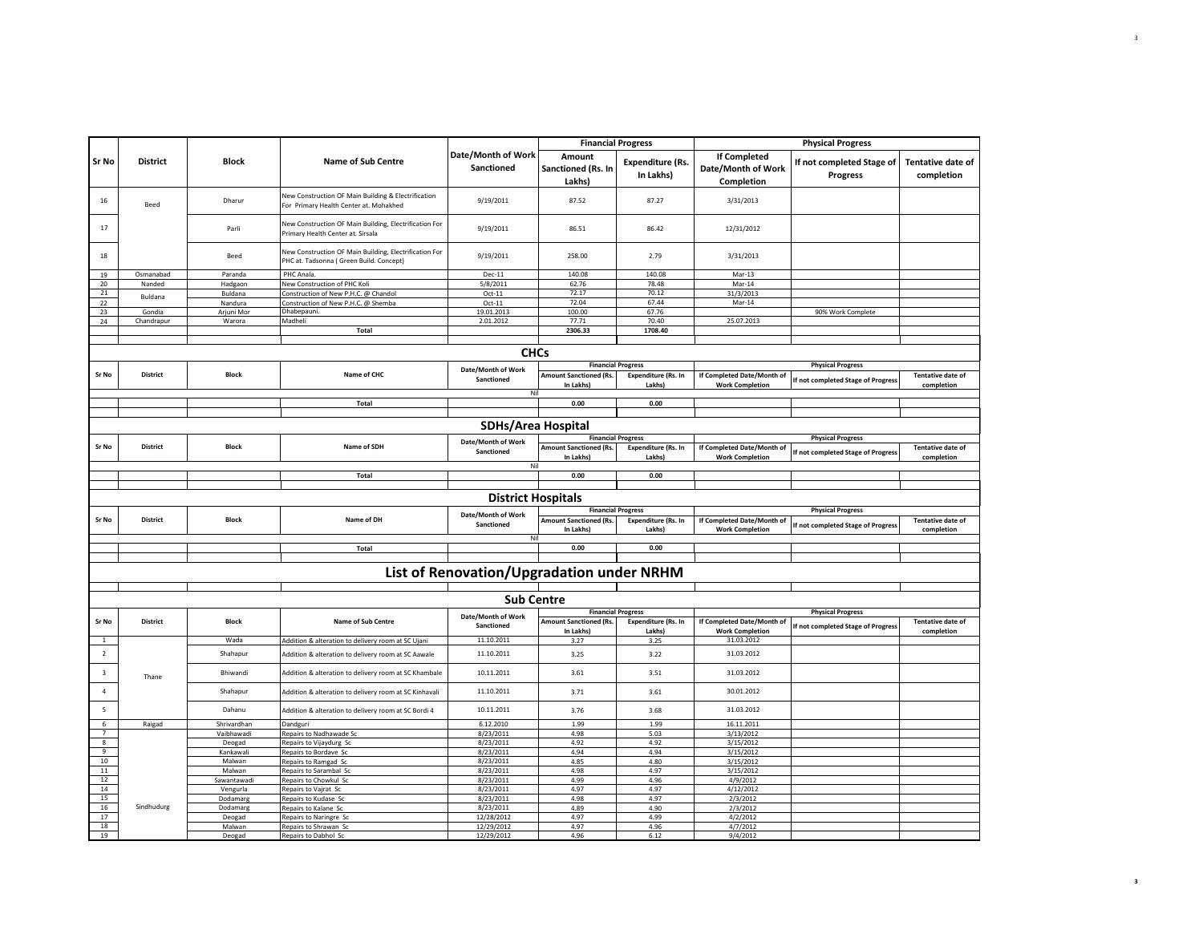| Sr No | District | Block | Name of Sub Centre | Date/Month of Work Sanctioned | Financial Progress | | Physical Progress | | |
|---|---|---|---|---|---|---|---|---|---|
| | | | | | Amount Sanctioned (Rs. In Lakhs) | Expenditure (Rs. In Lakhs) | If Completed Date/Month of Work Completion | If not completed Stage of Progress | Tentative date of completion |
| 16 | Beed | Dharur | New Construction OF Main Building & Electrification For Primary Health Center at. Mohakhed | 9/19/2011 | 87.52 | 87.27 | 3/31/2013 | | |
| 17 | | Parli | New Construction OF Main Building, Electrification For Primary Health Center at. Sirsala | 9/19/2011 | 86.51 | 86.42 | 12/31/2012 | | |
| 18 | | Beed | New Construction OF Main Building, Electrification For PHC at. Tadsonna ( Green Build. Concept) | 9/19/2011 | 258.00 | 2.79 | 3/31/2013 | | |
| 19 | Osmanabad | Paranda | PHC Anala. | Dec-11 | 140.08 | 140.08 | Mar-13 | | |
| 20 | Nanded | Hadgaon | New Construction of PHC Koli | 5/8/2011 | 62.76 | 78.48 | Mar-14 | | |
| 21 | Buldana | Buldana | Construction of New P.H.C. @ Chandol | Oct-11 | 72.17 | 70.12 | 31/3/2013 | | |
| 22 | | Nandura | Construction of New P.H.C. @ Shemba | Oct-11 | 72.04 | 67.44 | Mar-14 | | |
| 23 | Gondia | Arjuni Mor | Dhabepauni. | 19.01.2013 | 100.00 | 67.76 | | 90% Work Complete | |
| 24 | Chandrapur | Warora | Madheli | 2.01.2012 | 77.71 | 70.40 | 25.07.2013 | | |
| | | | **Total** | | **2306.33** | **1708.40** | | | |

## CHCs

| Sr No | District | Block | Name of CHC | Date/Month of Work Sanctioned | Financial Progress | | Physical Progress | | |
|---|---|---|---|---|---|---|---|---|---|
| | | | | | Amount Sanctioned (Rs. In Lakhs) | Expenditure (Rs. In Lakhs) | If Completed Date/Month of Work Completion | If not completed Stage of Progress | Tentative date of completion |
| | | | | Nil | | | | | |
| | | | **Total** | | **0.00** | **0.00** | | | |

## SDHs/Area Hospital

| Sr No | District | Block | Name of SDH | Date/Month of Work Sanctioned | Financial Progress | | Physical Progress | | |
|---|---|---|---|---|---|---|---|---|---|
| | | | | | Amount Sanctioned (Rs. In Lakhs) | Expenditure (Rs. In Lakhs) | If Completed Date/Month of Work Completion | If not completed Stage of Progress | Tentative date of completion |
| | | | | Nil | | | | | |
| | | | **Total** | | **0.00** | **0.00** | | | |

## District Hospitals

| Sr No | District | Block | Name of DH | Date/Month of Work Sanctioned | Financial Progress | | Physical Progress | | |
|---|---|---|---|---|---|---|---|---|---|
| | | | | | Amount Sanctioned (Rs. In Lakhs) | Expenditure (Rs. In Lakhs) | If Completed Date/Month of Work Completion | If not completed Stage of Progress | Tentative date of completion |
| | | | | Nil | | | | | |
| | | | **Total** | | **0.00** | **0.00** | | | |

# List of Renovation/Upgradation under NRHM

## Sub Centre

| Sr No | District | Block | Name of Sub Centre | Date/Month of Work Sanctioned | Financial Progress | | Physical Progress | | |
|---|---|---|---|---|---|---|---|---|---|
| | | | | | Amount Sanctioned (Rs. In Lakhs) | Expenditure (Rs. In Lakhs) | If Completed Date/Month of Work Completion | If not completed Stage of Progress | Tentative date of completion |
| 1 | Thane | Wada | Addition & alteration to delivery room at SC Ujani | 11.10.2011 | 3.27 | 3.25 | 31.03.2012 | | |
| 2 | | Shahapur | Addition & alteration to delivery room at SC Aawale | 11.10.2011 | 3.25 | 3.22 | 31.03.2012 | | |
| 3 | | Bhiwandi | Addition & alteration to delivery room at SC Khambale | 10.11.2011 | 3.61 | 3.51 | 31.03.2012 | | |
| 4 | | Shahapur | Addition & alteration to delivery room at SC Kinhavali | 11.10.2011 | 3.71 | 3.61 | 30.01.2012 | | |
| 5 | | Dahanu | Addition & alteration to delivery room at SC Bordi 4 | 10.11.2011 | 3.76 | 3.68 | 31.03.2012 | | |
| 6 | Raigad | Shrivardhan | Dandguri | 6.12.2010 | 1.99 | 1.99 | 16.11.2011 | | |
| 7 | Sindhudurg | Vaibhawadi | Repairs to Nadhawade Sc | 8/23/2011 | 4.98 | 5.03 | 3/13/2012 | | |
| 8 | | Deogad | Repairs to Vijaydurg Sc | 8/23/2011 | 4.92 | 4.92 | 3/15/2012 | | |
| 9 | | Kankawali | Repairs to Bordave Sc | 8/23/2011 | 4.94 | 4.94 | 3/15/2012 | | |
| 10 | | Malwan | Repairs to Ramgad Sc | 8/23/2011 | 4.85 | 4.80 | 3/15/2012 | | |
| 11 | | Malwan | Repairs to Sarambal Sc | 8/23/2011 | 4.98 | 4.97 | 3/15/2012 | | |
| 12 | | Sawantawadi | Repairs to Chowkul Sc | 8/23/2011 | 4.99 | 4.96 | 4/9/2012 | | |
| 14 | | Vengurla | Repairs to Vajrat Sc | 8/23/2011 | 4.97 | 4.97 | 4/12/2012 | | |
| 15 | | Dodamarg | Repairs to Kudase Sc | 8/23/2011 | 4.98 | 4.97 | 2/3/2012 | | |
| 16 | | Dodamarg | Repairs to Kalane Sc | 8/23/2011 | 4.89 | 4.90 | 2/3/2012 | | |
| 17 | | Deogad | Repairs to Naringre Sc | 12/28/2012 | 4.97 | 4.99 | 4/2/2012 | | |
| 18 | | Malwan | Repairs to Shrawan Sc | 12/29/2012 | 4.97 | 4.96 | 4/7/2012 | | |
| 19 | | Deogad | Repairs to Dabhol Sc | 12/29/2012 | 4.96 | 6.12 | 9/4/2012 | | |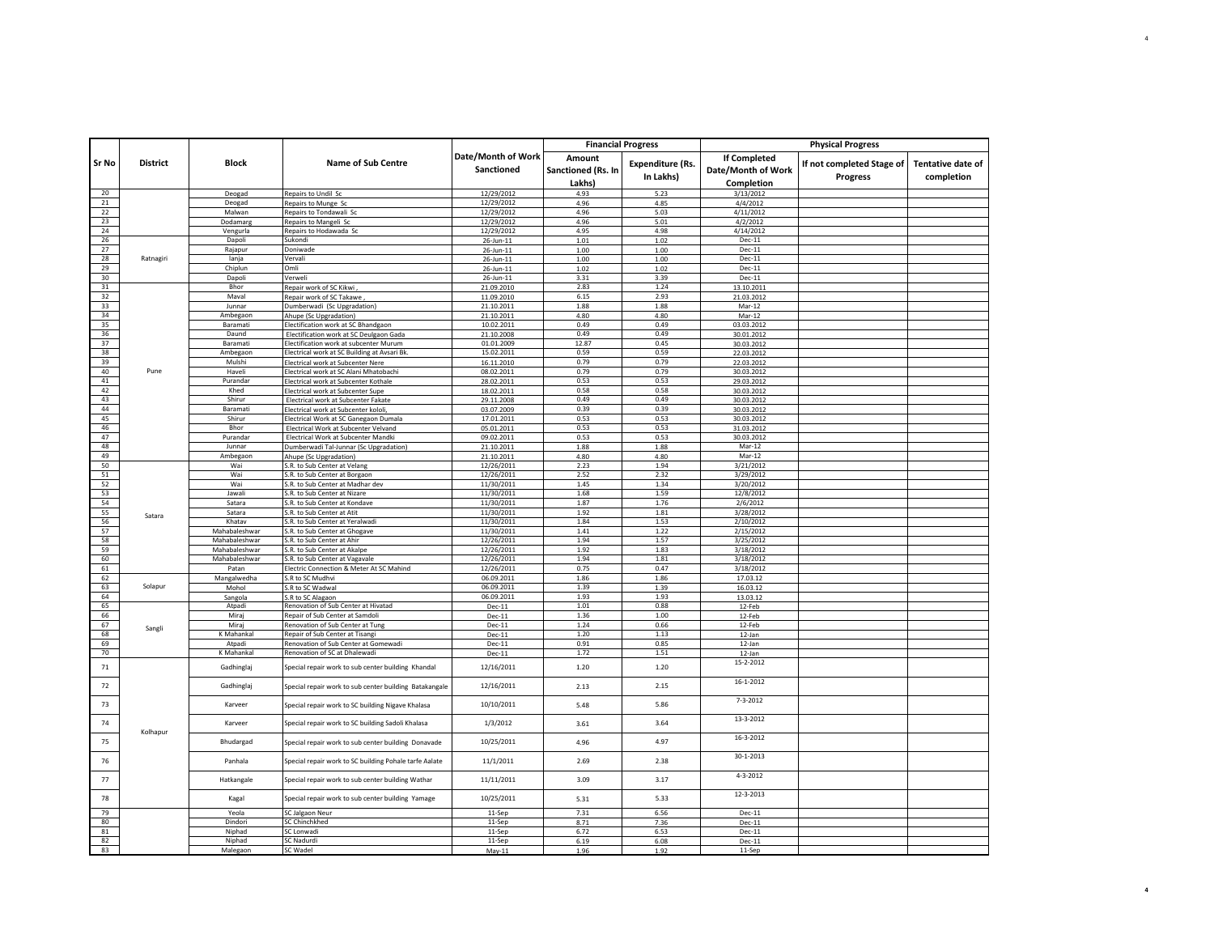| Sr No | District | Block | Name of Sub Centre | Date/Month of Work Sanctioned | Financial Progress | | Physical Progress | | |
|---|---|---|---|---|---|---|---|---|---|
| | | | | | Amount Sanctioned (Rs. In Lakhs) | Expenditure (Rs. In Lakhs) | If Completed Date/Month of Work Completion | If not completed Stage of Progress | Tentative date of completion |
| 20 | | Deogad | Repairs to Undil Sc | 12/29/2012 | 4.93 | 5.23 | 3/13/2012 | | |
| 21 | | Deogad | Repairs to Munge Sc | 12/29/2012 | 4.96 | 4.85 | 4/4/2012 | | |
| 22 | | Malwan | Repairs to Tondawali Sc | 12/29/2012 | 4.96 | 5.03 | 4/11/2012 | | |
| 23 | | Dodamarg | Repairs to Mangeli Sc | 12/29/2012 | 4.96 | 5.01 | 4/2/2012 | | |
| 24 | | Vengurla | Repairs to Hodawada Sc | 12/29/2012 | 4.95 | 4.98 | 4/14/2012 | | |
| 26 | Ratnagiri | Dapoli | Sukondi | 26-Jun-11 | 1.01 | 1.02 | Dec-11 | | |
| 27 | | Rajapur | Doniwade | 26-Jun-11 | 1.00 | 1.00 | Dec-11 | | |
| 28 | | lanja | Vervali | 26-Jun-11 | 1.00 | 1.00 | Dec-11 | | |
| 29 | | Chiplun | Omli | 26-Jun-11 | 1.02 | 1.02 | Dec-11 | | |
| 30 | | Dapoli | Verweli | 26-Jun-11 | 3.31 | 3.39 | Dec-11 | | |
| 31 | Pune | Bhor | Repair work of SC Kikwi , | 21.09.2010 | 2.83 | 1.24 | 13.10.2011 | | |
| 32 | | Maval | Repair work of SC Takawe , | 11.09.2010 | 6.15 | 2.93 | 21.03.2012 | | |
| 33 | | Junnar | Dumberwadi (Sc Upgradation) | 21.10.2011 | 1.88 | 1.88 | Mar-12 | | |
| 34 | | Ambegaon | Ahupe (Sc Upgradation) | 21.10.2011 | 4.80 | 4.80 | Mar-12 | | |
| 35 | | Baramati | Electification work at SC Bhandgaon | 10.02.2011 | 0.49 | 0.49 | 03.03.2012 | | |
| 36 | | Daund | Electification work at SC Deulgaon Gada | 21.10.2008 | 0.49 | 0.49 | 30.01.2012 | | |
| 37 | | Baramati | Electification work at subcenter Murum | 01.01.2009 | 12.87 | 0.45 | 30.03.2012 | | |
| 38 | | Ambegaon | Electrical work at SC Building at Avsari Bk. | 15.02.2011 | 0.59 | 0.59 | 22.03.2012 | | |
| 39 | | Mulshi | Electrical work at Subcenter Nere | 16.11.2010 | 0.79 | 0.79 | 22.03.2012 | | |
| 40 | | Haveli | Electrical work at SC Alani Mhatobachi | 08.02.2011 | 0.79 | 0.79 | 30.03.2012 | | |
| 41 | | Purandar | Electrical work at Subcenter Kothale | 28.02.2011 | 0.53 | 0.53 | 29.03.2012 | | |
| 42 | | Khed | Electrical work at Subcenter Supe | 18.02.2011 | 0.58 | 0.58 | 30.03.2012 | | |
| 43 | | Shirur | Electrical work at Subcenter Fakate | 29.11.2008 | 0.49 | 0.49 | 30.03.2012 | | |
| 44 | | Baramati | Electrical work at Subcenter kololi, | 03.07.2009 | 0.39 | 0.39 | 30.03.2012 | | |
| 45 | | Shirur | Electrical Work at SC Ganegaon Dumala | 17.01.2011 | 0.53 | 0.53 | 30.03.2012 | | |
| 46 | | Bhor | Electrical Work at Subcenter Velvand | 05.01.2011 | 0.53 | 0.53 | 31.03.2012 | | |
| 47 | | Purandar | Electrical Work at Subcenter Mandki | 09.02.2011 | 0.53 | 0.53 | 30.03.2012 | | |
| 48 | | Junnar | Dumberwadi Tal-Junnar (Sc Upgradation) | 21.10.2011 | 1.88 | 1.88 | Mar-12 | | |
| 49 | | Ambegaon | Ahupe (Sc Upgradation) | 21.10.2011 | 4.80 | 4.80 | Mar-12 | | |
| 50 | Satara | Wai | S.R. to Sub Center at Velang | 12/26/2011 | 2.23 | 1.94 | 3/21/2012 | | |
| 51 | | Wai | S.R. to Sub Center at Borgaon | 12/26/2011 | 2.52 | 2.32 | 3/29/2012 | | |
| 52 | | Wai | S.R. to Sub Center at Madhar dev | 11/30/2011 | 1.45 | 1.34 | 3/20/2012 | | |
| 53 | | Jawali | S.R. to Sub Center at Nizare | 11/30/2011 | 1.68 | 1.59 | 12/8/2012 | | |
| 54 | | Satara | S.R. to Sub Center at Kondave | 11/30/2011 | 1.87 | 1.76 | 2/6/2012 | | |
| 55 | | Satara | S.R. to Sub Center at Atit | 11/30/2011 | 1.92 | 1.81 | 3/28/2012 | | |
| 56 | | Khatav | S.R. to Sub Center at Yeralwadi | 11/30/2011 | 1.84 | 1.53 | 2/10/2012 | | |
| 57 | | Mahabaleshwar | S.R. to Sub Center at Ghogave | 11/30/2011 | 1.41 | 1.22 | 2/15/2012 | | |
| 58 | | Mahabaleshwar | S.R. to Sub Center at Ahir | 12/26/2011 | 1.94 | 1.57 | 3/25/2012 | | |
| 59 | | Mahabaleshwar | S.R. to Sub Center at Akalpe | 12/26/2011 | 1.92 | 1.83 | 3/18/2012 | | |
| 60 | | Mahabaleshwar | S.R. to Sub Center at Vagavale | 12/26/2011 | 1.94 | 1.81 | 3/18/2012 | | |
| 61 | | Patan | Electric Connection & Meter At SC Mahind | 12/26/2011 | 0.75 | 0.47 | 3/18/2012 | | |
| 62 | Solapur | Mangalwedha | S.R to SC Mudhvi | 06.09.2011 | 1.86 | 1.86 | 17.03.12 | | |
| 63 | | Mohol | S.R to SC Wadwal | 06.09.2011 | 1.39 | 1.39 | 16.03.12 | | |
| 64 | | Sangola | S.R to SC Alagaon | 06.09.2011 | 1.93 | 1.93 | 13.03.12 | | |
| 65 | Sangli | Atpadi | Renovation of Sub Center at Hivatad | Dec-11 | 1.01 | 0.88 | 12-Feb | | |
| 66 | | Miraj | Repair of Sub Center at Samdoli | Dec-11 | 1.36 | 1.00 | 12-Feb | | |
| 67 | | Miraj | Renovation of Sub Center at Tung | Dec-11 | 1.24 | 0.66 | 12-Feb | | |
| 68 | | K Mahankal | Repair of Sub Center at Tisangi | Dec-11 | 1.20 | 1.13 | 12-Jan | | |
| 69 | | Atpadi | Renovation of Sub Center at Gomewadi | Dec-11 | 0.91 | 0.85 | 12-Jan | | |
| 70 | | K Mahankal | Renovation of SC at Dhalewadi | Dec-11 | 1.72 | 1.51 | 12-Jan | | |
| 71 | Kolhapur | Gadhinglaj | Special repair work to sub center building Khandal | 12/16/2011 | 1.20 | 1.20 | 15-2-2012 | | |
| 72 | | Gadhinglaj | Special repair work to sub center building Batakangale | 12/16/2011 | 2.13 | 2.15 | 16-1-2012 | | |
| 73 | | Karveer | Special repair work to SC building Nigave Khalasa | 10/10/2011 | 5.48 | 5.86 | 7-3-2012 | | |
| 74 | | Karveer | Special repair work to SC building Sadoli Khalasa | 1/3/2012 | 3.61 | 3.64 | 13-3-2012 | | |
| 75 | | Bhudargad | Special repair work to sub center building Donavade | 10/25/2011 | 4.96 | 4.97 | 16-3-2012 | | |
| 76 | | Panhala | Special repair work to SC building Pohale tarfe Aalate | 11/1/2011 | 2.69 | 2.38 | 30-1-2013 | | |
| 77 | | Hatkangale | Special repair work to sub center building Wathar | 11/11/2011 | 3.09 | 3.17 | 4-3-2012 | | |
| 78 | | Kagal | Special repair work to sub center building Yamage | 10/25/2011 | 5.31 | 5.33 | 12-3-2013 | | |
| 79 | | Yeola | SC Jalgaon Neur | 11-Sep | 7.31 | 6.56 | Dec-11 | | |
| 80 | | Dindori | SC Chinchkhed | 11-Sep | 8.71 | 7.36 | Dec-11 | | |
| 81 | | Niphad | SC Lonwadi | 11-Sep | 6.72 | 6.53 | Dec-11 | | |
| 82 | | Niphad | SC Nadurdi | 11-Sep | 6.19 | 6.08 | Dec-11 | | |
| 83 | | Malegaon | SC Wadel | May-11 | 1.96 | 1.92 | 11-Sep | | |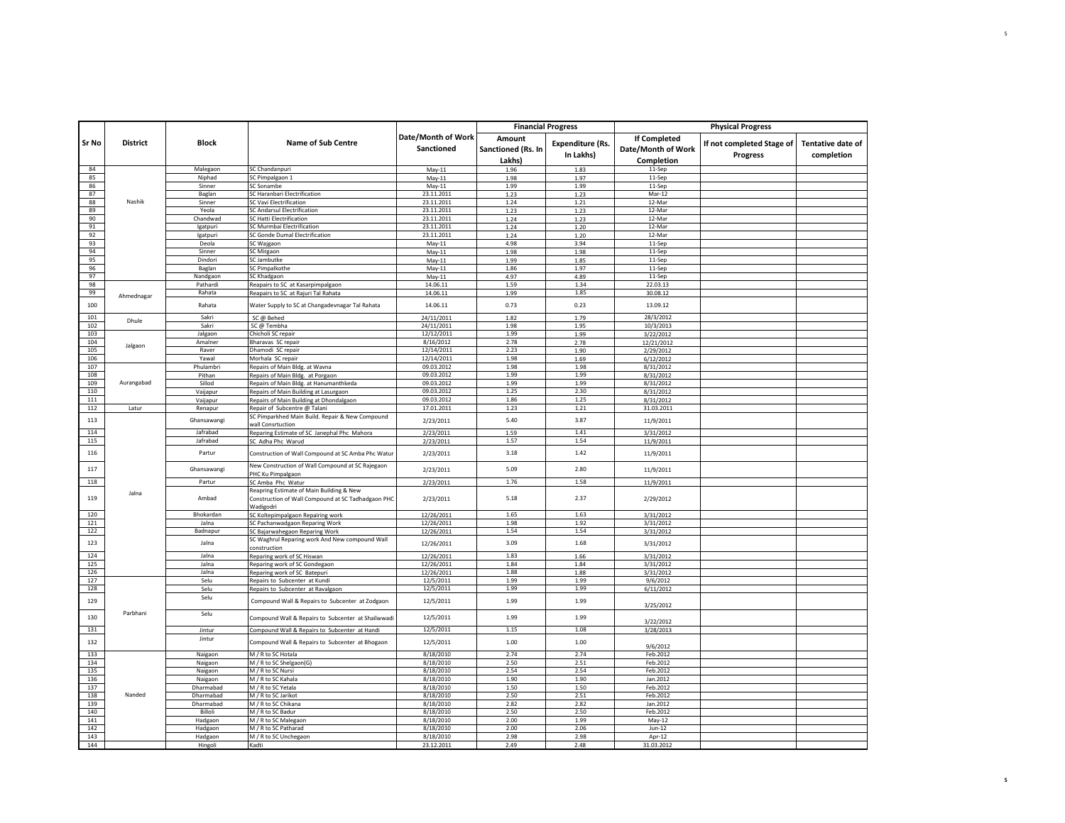| Sr No | District | Block | Name of Sub Centre | Date/Month of Work Sanctioned | Financial Progress | | Physical Progress | | |
|---|---|---|---|---|---|---|---|---|---|
| | | | | | Amount Sanctioned (Rs. In Lakhs) | Expenditure (Rs. In Lakhs) | If Completed Date/Month of Work Completion | If not completed Stage of Progress | Tentative date of completion |
| 84 | Nashik | Malegaon | SC Chandanpuri | May-11 | 1.96 | 1.83 | 11-Sep | | |
| 85 | | Niphad | SC Pimpalgaon 1 | May-11 | 1.98 | 1.97 | 11-Sep | | |
| 86 | | Sinner | SC Sonambe | May-11 | 1.99 | 1.99 | 11-Sep | | |
| 87 | | Baglan | SC Haranbari Electrification | 23.11.2011 | 1.23 | 1.23 | Mar-12 | | |
| 88 | | Sinner | SC Vavi Electrification | 23.11.2011 | 1.24 | 1.21 | 12-Mar | | |
| 89 | | Yeola | SC Andarsul Electrification | 23.11.2011 | 1.23 | 1.23 | 12-Mar | | |
| 90 | | Chandwad | SC Hatti Electrification | 23.11.2011 | 1.24 | 1.23 | 12-Mar | | |
| 91 | | Igatpuri | SC Murmbai Electrification | 23.11.2011 | 1.24 | 1.20 | 12-Mar | | |
| 92 | | Igatpuri | SC Gonde Dumal Electrification | 23.11.2011 | 1.24 | 1.20 | 12-Mar | | |
| 93 | | Deola | SC Wajgaon | May-11 | 4.98 | 3.94 | 11-Sep | | |
| 94 | | Sinner | SC Mirgaon | May-11 | 1.98 | 1.98 | 11-Sep | | |
| 95 | | Dindori | SC Jambutke | May-11 | 1.99 | 1.85 | 11-Sep | | |
| 96 | | Baglan | SC Pimpalkothe | May-11 | 1.86 | 1.97 | 11-Sep | | |
| 97 | | Nandgaon | SC Khadgaon | May-11 | 4.97 | 4.89 | 11-Sep | | |
| 98 | Ahmednagar | Pathardi | Reapairs to SC at Kasarpimpalgaon | 14.06.11 | 1.59 | 1.34 | 22.03.13 | | |
| 99 | | Rahata | Reapairs to SC at Rajuri Tal Rahata | 14.06.11 | 1.99 | 1.85 | 30.08.12 | | |
| 100 | | Rahata | Water Supply to SC at Changadevnagar Tal Rahata | 14.06.11 | 0.73 | 0.23 | 13.09.12 | | |
| 101 | Dhule | Sakri | SC @ Behed | 24/11/2011 | 1.82 | 1.79 | 28/3/2012 | | |
| 102 | | Sakri | SC @ Tembha | 24/11/2011 | 1.98 | 1.95 | 10/3/2013 | | |
| 103 | Jalgaon | Jalgaon | Chicholi SC repair | 12/12/2011 | 1.99 | 1.99 | 3/22/2012 | | |
| 104 | | Amalner | Bharavas SC repair | 8/16/2012 | 2.78 | 2.78 | 12/21/2012 | | |
| 105 | | Raver | Dhamodi SC repair | 12/14/2011 | 2.23 | 1.90 | 2/29/2012 | | |
| 106 | | Yawal | Morhala SC repair | 12/14/2011 | 1.98 | 1.69 | 6/12/2012 | | |
| 107 | Aurangabad | Phulambri | Repairs of Main Bldg. at Wavna | 09.03.2012 | 1.98 | 1.98 | 8/31/2012 | | |
| 108 | | Pithan | Repairs of Main Bldg. at Porgaon | 09.03.2012 | 1.99 | 1.99 | 8/31/2012 | | |
| 109 | | Sillod | Repairs of Main Bldg. at Hanumanthkeda | 09.03.2012 | 1.99 | 1.99 | 8/31/2012 | | |
| 110 | | Vaijapur | Repairs of Main Building at Lasurgaon | 09.03.2012 | 1.25 | 2.30 | 8/31/2012 | | |
| 111 | | Vaijapur | Repairs of Main Building at Dhondalgaon | 09.03.2012 | 1.86 | 1.25 | 8/31/2012 | | |
| 112 | Latur | Renapur | Repair of Subcentre @ Talani | 17.01.2011 | 1.23 | 1.21 | 31.03.2011 | | |
| 113 | Jalna | Ghansawangi | SC Pimparkhed Main Build. Repair & New Compound wall Consrtuction | 2/23/2011 | 5.40 | 3.87 | 11/9/2011 | | |
| 114 | | Jafrabad | Reparing Estimate of SC Janephal Phc Mahora | 2/23/2011 | 1.59 | 1.41 | 3/31/2012 | | |
| 115 | | Jafrabad | SC Adha Phc Warud | 2/23/2011 | 1.57 | 1.54 | 11/9/2011 | | |
| 116 | | Partur | Construction of Wall Compound at SC Amba Phc Watur | 2/23/2011 | 3.18 | 1.42 | 11/9/2011 | | |
| 117 | | Ghansawangi | New Construction of Wall Compound at SC Rajegaon PHC Ku Pimpalgaon | 2/23/2011 | 5.09 | 2.80 | 11/9/2011 | | |
| 118 | | Partur | SC Amba Phc Watur | 2/23/2011 | 1.76 | 1.58 | 11/9/2011 | | |
| 119 | | Ambad | Reapring Estimate of Main Building & New Construction of Wall Compound at SC Tadhadgaon PHC Wadigodri | 2/23/2011 | 5.18 | 2.37 | 2/29/2012 | | |
| 120 | | Bhokardan | SC Koltepimpalgaon Repairing work | 12/26/2011 | 1.65 | 1.63 | 3/31/2012 | | |
| 121 | | Jalna | SC Pachanwadgaon Reparing Work | 12/26/2011 | 1.98 | 1.92 | 3/31/2012 | | |
| 122 | | Badnapur | SC Bajarwahegaon Reparing Work | 12/26/2011 | 1.54 | 1.54 | 3/31/2012 | | |
| 123 | | Jalna | SC Waghrul Reparing work And New compound Wall construction | 12/26/2011 | 3.09 | 1.68 | 3/31/2012 | | |
| 124 | | Jalna | Reparing work of SC Hiswan | 12/26/2011 | 1.83 | 1.66 | 3/31/2012 | | |
| 125 | | Jalna | Reparing work of SC Gondegaon | 12/26/2011 | 1.84 | 1.84 | 3/31/2012 | | |
| 126 | | Jalna | Reparing work of SC Batepuri | 12/26/2011 | 1.88 | 1.88 | 3/31/2012 | | |
| 127 | Parbhani | Selu | Repairs to Subcenter at Kundi | 12/5/2011 | 1.99 | 1.99 | 9/6/2012 | | |
| 128 | | Selu | Repairs to Subcenter at Ravalgaon | 12/5/2011 | 1.99 | 1.99 | 6/11/2012 | | |
| 129 | | Selu | Compound Wall & Repairs to Subcenter at Zodgaon | 12/5/2011 | 1.99 | 1.99 | 3/25/2012 | | |
| 130 | | Selu | Compound Wall & Repairs to Subcenter at Shailwwadi | 12/5/2011 | 1.99 | 1.99 | 3/22/2012 | | |
| 131 | | Jintur | Compound Wall & Repairs to Subcenter at Handi | 12/5/2011 | 1.15 | 1.08 | 3/28/2013 | | |
| 132 | | Jintur | Compound Wall & Repairs to Subcenter at Bhogaon | 12/5/2011 | 1.00 | 1.00 | 9/6/2012 | | |
| 133 | Nanded | Naigaon | M / R to SC Hotala | 8/18/2010 | 2.74 | 2.74 | Feb.2012 | | |
| 134 | | Naigaon | M / R to SC Shelgaon(G) | 8/18/2010 | 2.50 | 2.51 | Feb.2012 | | |
| 135 | | Naigaon | M / R to SC Nursi | 8/18/2010 | 2.54 | 2.54 | Feb.2012 | | |
| 136 | | Naigaon | M / R to SC Kahala | 8/18/2010 | 1.90 | 1.90 | Jan.2012 | | |
| 137 | | Dharmabad | M / R to SC Yetala | 8/18/2010 | 1.50 | 1.50 | Feb.2012 | | |
| 138 | | Dharmabad | M / R to SC Jarikot | 8/18/2010 | 2.50 | 2.51 | Feb.2012 | | |
| 139 | | Dharmabad | M / R to SC Chikana | 8/18/2010 | 2.82 | 2.82 | Jan.2012 | | |
| 140 | | Billoli | M / R to SC Badur | 8/18/2010 | 2.50 | 2.50 | Feb.2012 | | |
| 141 | | Hadgaon | M / R to SC Malegaon | 8/18/2010 | 2.00 | 1.99 | May-12 | | |
| 142 | | Hadgaon | M / R to SC Patharad | 8/18/2010 | 2.00 | 2.06 | Jun-12 | | |
| 143 | | Hadgaon | M / R to SC Unchegaon | 8/18/2010 | 2.98 | 2.98 | Apr-12 | | |
| 144 | | Hingoli | Kadti | 23.12.2011 | 2.49 | 2.48 | 31.03.2012 | | |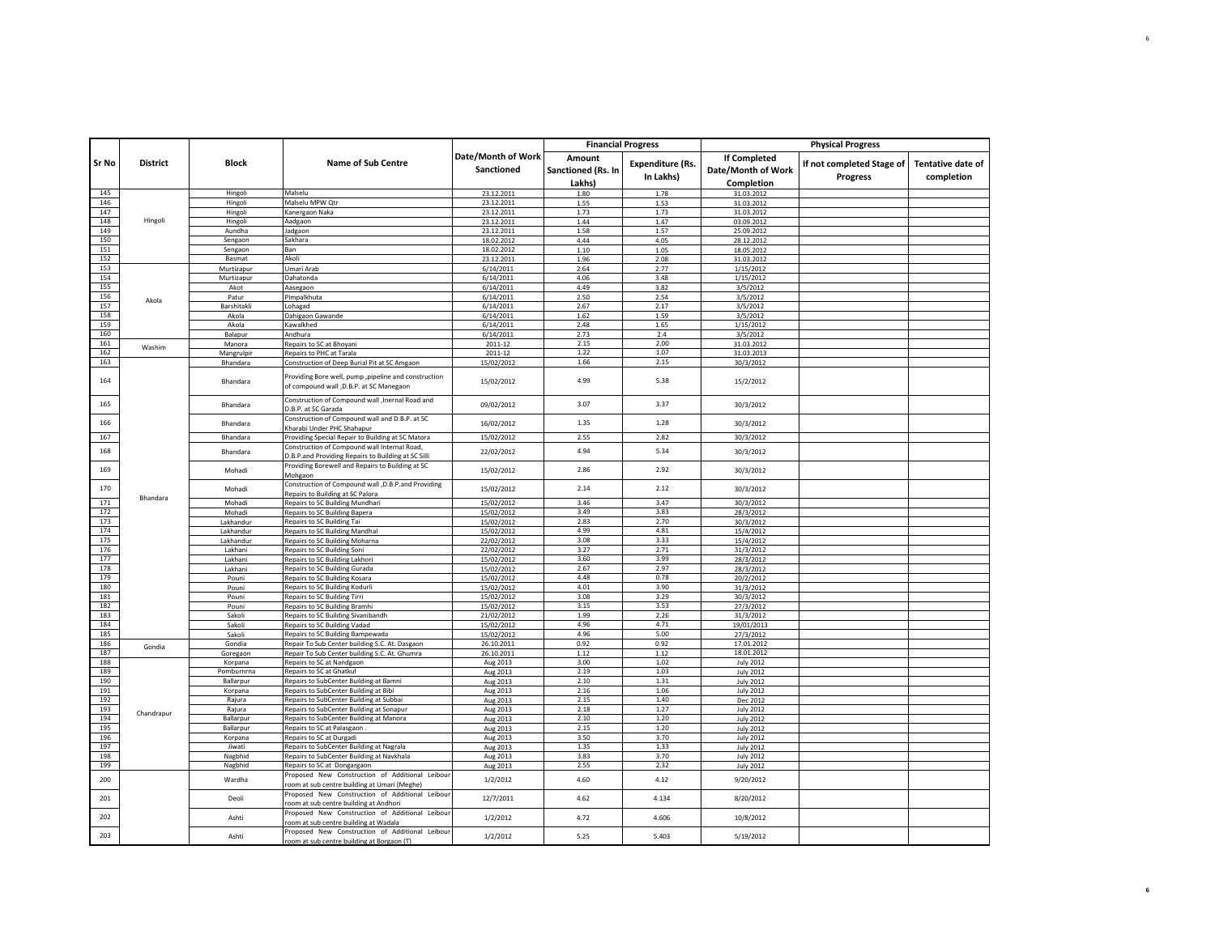| Sr No | District | Block | Name of Sub Centre | Date/Month of Work Sanctioned | Financial Progress | | Physical Progress | | |
|---|---|---|---|---|---|---|---|---|---|
| | | | | | Amount Sanctioned (Rs. In Lakhs) | Expenditure (Rs. In Lakhs) | If Completed Date/Month of Work Completion | If not completed Stage of Progress | Tentative date of completion |
| 145 | Hingoli | Hingoli | Malselu | 23.12.2011 | 1.80 | 1.78 | 31.03.2012 | | |
| 146 | | Hingoli | Malselu MPW Qtr | 23.12.2011 | 1.55 | 1.53 | 31.03.2012 | | |
| 147 | | Hingoli | Kanergaon Naka | 23.12.2011 | 1.73 | 1.73 | 31.03.2012 | | |
| 148 | | Hingoli | Aadgaon | 23.12.2011 | 1.44 | 1.47 | 03.09.2012 | | |
| 149 | | Aundha | Jadgaon | 23.12.2011 | 1.58 | 1.57 | 25.09.2012 | | |
| 150 | | Sengaon | Sakhara | 18.02.2012 | 4.44 | 4.05 | 28.12.2012 | | |
| 151 | | Sengaon | Ban | 18.02.2012 | 1.10 | 1.05 | 18.05.2012 | | |
| 152 | | Basmat | Akoli | 23.12.2011 | 1.96 | 2.08 | 31.03.2012 | | |
| 153 | Akola | Murtizapur | Umari Arab | 6/14/2011 | 2.64 | 2.77 | 1/15/2012 | | |
| 154 | | Murtizapur | Dahatonda | 6/14/2011 | 4.06 | 3.48 | 1/15/2012 | | |
| 155 | | Akot | Aasegaon | 6/14/2011 | 4.49 | 3.82 | 3/5/2012 | | |
| 156 | | Patur | Pimpalkhuta | 6/14/2011 | 2.50 | 2.54 | 3/5/2012 | | |
| 157 | | Barshitakli | Lohagad | 6/14/2011 | 2.67 | 2.17 | 3/5/2012 | | |
| 158 | | Akola | Dahigaon Gawande | 6/14/2011 | 1.62 | 1.59 | 3/5/2012 | | |
| 159 | | Akola | Kawalkhed | 6/14/2011 | 2.48 | 1.65 | 1/15/2012 | | |
| 160 | | Balapur | Andhura | 6/14/2011 | 2.73 | 2.4 | 3/5/2012 | | |
| 161 | Washim | Manora | Repairs to SC at Bhoyani | 2011-12 | 2.15 | 2.00 | 31.03.2012 | | |
| 162 | | Mangrulpir | Repairs to PHC at Tarala | 2011-12 | 1.22 | 1.07 | 31.03.2013 | | |
| 163 | Bhandara | Bhandara | Construction of Deep Burial Pit at SC Amgaon | 15/02/2012 | 1.66 | 2.15 | 30/3/2012 | | |
| 164 | | Bhandara | Providing Bore well, pump ,pipeline and construction of compound wall ,D.B.P. at SC Manegaon | 15/02/2012 | 4.99 | 5.38 | 15/2/2012 | | |
| 165 | | Bhandara | Construction of Compound wall ,Inernal Road and D.B.P. at SC Garada | 09/02/2012 | 3.07 | 3.37 | 30/3/2012 | | |
| 166 | | Bhandara | Construction of Compound wall and D.B.P. at SC Kharabi Under PHC Shahapur | 16/02/2012 | 1.35 | 1.28 | 30/3/2012 | | |
| 167 | | Bhandara | Providing Special Repair to Building at SC Matora | 15/02/2012 | 2.55 | 2.82 | 30/3/2012 | | |
| 168 | | Bhandara | Construction of Compound wall Internal Road, D.B.P.and Providing Repairs to Building at SC Silli | 22/02/2012 | 4.94 | 5.34 | 30/3/2012 | | |
| 169 | | Mohadi | Providing Borewell and Repairs to Building at SC Mohgaon | 15/02/2012 | 2.86 | 2.92 | 30/3/2012 | | |
| 170 | | Mohadi | Construction of Compound wall ,D.B.P.and Providing Repairs to Building at SC Palora | 15/02/2012 | 2.14 | 2.12 | 30/3/2012 | | |
| 171 | | Mohadi | Repairs to SC Building Mundhari | 15/02/2012 | 3.46 | 3.47 | 30/3/2012 | | |
| 172 | | Mohadi | Repairs to SC Building Bapera | 15/02/2012 | 3.49 | 3.83 | 28/3/2012 | | |
| 173 | | Lakhandur | Repairs to SC Building Tai | 15/02/2012 | 2.83 | 2.70 | 30/3/2012 | | |
| 174 | | Lakhandur | Repairs to SC Building Mandhal | 15/02/2012 | 4.99 | 4.81 | 15/4/2012 | | |
| 175 | | Lakhandur | Repairs to SC Building Moharna | 22/02/2012 | 3.08 | 3.33 | 15/4/2012 | | |
| 176 | | Lakhani | Repairs to SC Building Soni | 22/02/2012 | 3.27 | 2.71 | 31/3/2012 | | |
| 177 | | Lakhani | Repairs to SC Building Lakhori | 15/02/2012 | 3.60 | 3.99 | 28/3/2012 | | |
| 178 | | Lakhani | Repairs to SC Building Gurada | 15/02/2012 | 2.67 | 2.97 | 28/3/2012 | | |
| 179 | | Pouni | Repairs to SC Building Kosara | 15/02/2012 | 4.48 | 0.78 | 20/2/2012 | | |
| 180 | | Pouni | Repairs to SC Building Kodurli | 15/02/2012 | 4.01 | 3.90 | 31/3/2012 | | |
| 181 | | Pouni | Repairs to SC Building Tirri | 15/02/2012 | 3.08 | 3.29 | 30/3/2012 | | |
| 182 | | Pouni | Repairs to SC Building Bramhi | 15/02/2012 | 3.15 | 3.53 | 27/3/2012 | | |
| 183 | | Sakoli | Repairs to SC Building Sivanibandh | 21/02/2012 | 1.99 | 2.26 | 31/3/2012 | | |
| 184 | | Sakoli | Repairs to SC Building Vadad | 15/02/2012 | 4.96 | 4.71 | 19/01/2013 | | |
| 185 | | Sakoli | Repairs to SC Building Bampewada | 15/02/2012 | 4.96 | 5.00 | 27/3/2012 | | |
| 186 | Gondia | Gondia | Repair To Sub Center building S.C. At. Dasgaon | 26.10.2011 | 0.92 | 0.92 | 17.01.2012 | | |
| 187 | | Goregaon | Repair To Sub Center building S.C. At. Ghumra | 26.10.2011 | 1.12 | 1.12 | 18.01.2012 | | |
| 188 | Chandrapur | Korpana | Repairs to SC at Nandgaon | Aug 2013 | 3.00 | 1.02 | July 2012 | | |
| 189 | | Pomburnrna | Repairs to SC at Ghatkul | Aug 2013 | 2.19 | 1.03 | July 2012 | | |
| 190 | | Ballarpur | Repairs to SubCenter Building at Bamni | Aug 2013 | 2.10 | 1.31 | July 2012 | | |
| 191 | | Korpana | Repairs to SubCenter Building at Bibi | Aug 2013 | 2.16 | 1.06 | July 2012 | | |
| 192 | | Rajura | Repairs to SubCenter Building at Subbai | Aug 2013 | 2.15 | 1.40 | Dec 2012 | | |
| 193 | | Rajura | Repairs to SubCenter Building at Sonapur | Aug 2013 | 2.18 | 1.27 | July 2012 | | |
| 194 | | Ballarpur | Repairs to SubCenter Building at Manora | Aug 2013 | 2.10 | 1.20 | July 2012 | | |
| 195 | | Ballarpur | Repairs to SC at Palasgaon . | Aug 2013 | 2.15 | 1.20 | July 2012 | | |
| 196 | | Korpana | Repairs to SC at Durgadi | Aug 2013 | 3.50 | 3.70 | July 2012 | | |
| 197 | | Jiwati | Repairs to SubCenter Building at Nagrala | Aug 2013 | 1.35 | 1.33 | July 2012 | | |
| 198 | | Nagbhid | Repairs to SubCenter Building at Navkhala | Aug 2013 | 3.83 | 3.70 | July 2012 | | |
| 199 | | Nagbhid | Repairs to SC at Dongargaon | Aug 2013 | 2.55 | 2.32 | July 2012 | | |
| 200 | | Wardha | Proposed New Construction of Additional Leibour room at sub centre building at Umari (Meghe) | 1/2/2012 | 4.60 | 4.12 | 9/20/2012 | | |
| 201 | | Deoli | Proposed New Construction of Additional Leibour room at sub centre building at Andhori | 12/7/2011 | 4.62 | 4.134 | 8/20/2012 | | |
| 202 | | Ashti | Proposed New Construction of Additional Leibour room at sub centre building at Wadala | 1/2/2012 | 4.72 | 4.606 | 10/8/2012 | | |
| 203 | | Ashti | Proposed New Construction of Additional Leibour room at sub centre building at Borgaon (T) | 1/2/2012 | 5.25 | 5.403 | 5/19/2012 | | |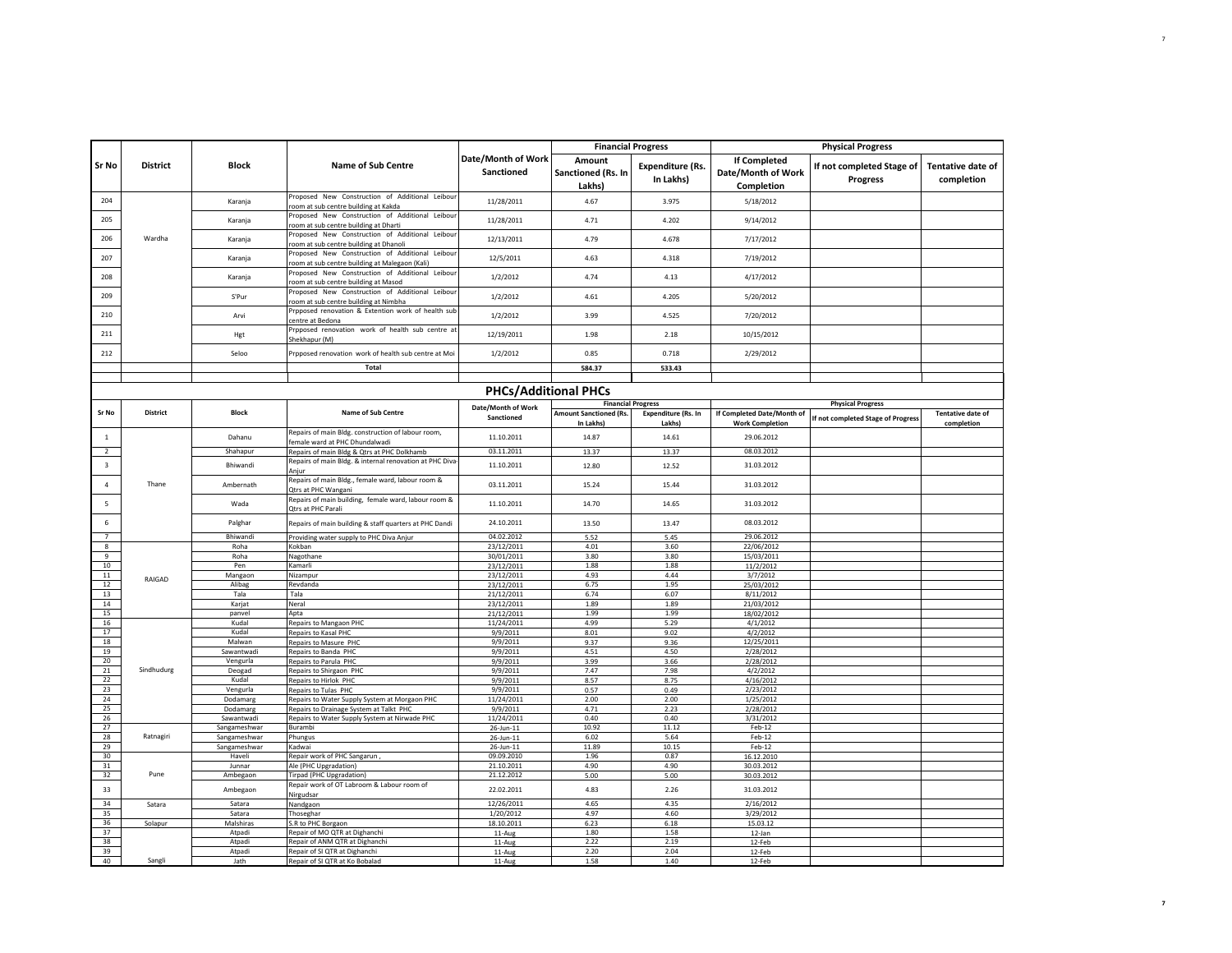| Sr No | District | Block | Name of Sub Centre | Date/Month of Work Sanctioned | Financial Progress | | Physical Progress | | |
|---|---|---|---|---|---|---|---|---|---|
| | | | | | Amount Sanctioned (Rs. In Lakhs) | Expenditure (Rs. In Lakhs) | If Completed Date/Month of Work Completion | If not completed Stage of Progress | Tentative date of completion |
| 204 | Wardha | Karanja | Proposed New Construction of Additional Leibour room at sub centre building at Kakda | 11/28/2011 | 4.67 | 3.975 | 5/18/2012 | | |
| 205 | | Karanja | Proposed New Construction of Additional Leibour room at sub centre building at Dharti | 11/28/2011 | 4.71 | 4.202 | 9/14/2012 | | |
| 206 | | Karanja | Proposed New Construction of Additional Leibour room at sub centre building at Dhanoli | 12/13/2011 | 4.79 | 4.678 | 7/17/2012 | | |
| 207 | | Karanja | Proposed New Construction of Additional Leibour room at sub centre building at Malegaon (Kali) | 12/5/2011 | 4.63 | 4.318 | 7/19/2012 | | |
| 208 | | Karanja | Proposed New Construction of Additional Leibour room at sub centre building at Masod | 1/2/2012 | 4.74 | 4.13 | 4/17/2012 | | |
| 209 | | S'Pur | Proposed New Construction of Additional Leibour room at sub centre building at Nimbha | 1/2/2012 | 4.61 | 4.205 | 5/20/2012 | | |
| 210 | | Arvi | Prpposed renovation & Extention work of health sub centre at Bedona | 1/2/2012 | 3.99 | 4.525 | 7/20/2012 | | |
| 211 | | Hgt | Prpposed renovation work of health sub centre at Shekhapur (M) | 12/19/2011 | 1.98 | 2.18 | 10/15/2012 | | |
| 212 | | Seloo | Prpposed renovation work of health sub centre at Moi | 1/2/2012 | 0.85 | 0.718 | 2/29/2012 | | |
| | | | **Total** | | **584.37** | **533.43** | | | |

## PHCs/Additional PHCs

| Sr No | District | Block | Name of Sub Centre | Date/Month of Work Sanctioned | Financial Progress | | Physical Progress | | |
|---|---|---|---|---|---|---|---|---|---|
| | | | | | Amount Sanctioned (Rs. In Lakhs) | Expenditure (Rs. In Lakhs) | If Completed Date/Month of Work Completion | If not completed Stage of Progress | Tentative date of completion |
| 1 | Thane | Dahanu | Repairs of main Bldg. construction of labour room, female ward at PHC Dhundalwadi | 11.10.2011 | 14.87 | 14.61 | 29.06.2012 | | |
| 2 | | Shahapur | Repairs of main Bldg & Qtrs at PHC Dolkhamb | 03.11.2011 | 13.37 | 13.37 | 08.03.2012 | | |
| 3 | | Bhiwandi | Repairs of main Bldg. & internal renovation at PHC Diva-Anjur | 11.10.2011 | 12.80 | 12.52 | 31.03.2012 | | |
| 4 | | Ambernath | Repairs of main Bldg., female ward, labour room & Qtrs at PHC Wangani | 03.11.2011 | 15.24 | 15.44 | 31.03.2012 | | |
| 5 | | Wada | Repairs of main building, female ward, labour room & Qtrs at PHC Parali | 11.10.2011 | 14.70 | 14.65 | 31.03.2012 | | |
| 6 | | Palghar | Repairs of main building & staff quarters at PHC Dandi | 24.10.2011 | 13.50 | 13.47 | 08.03.2012 | | |
| 7 | | Bhiwandi | Providing water supply to PHC Diva Anjur | 04.02.2012 | 5.52 | 5.45 | 29.06.2012 | | |
| 8 | RAIGAD | Roha | Kokban | 23/12/2011 | 4.01 | 3.60 | 22/06/2012 | | |
| 9 | | Roha | Nagothane | 30/01/2011 | 3.80 | 3.80 | 15/03/2011 | | |
| 10 | | Pen | Kamarli | 23/12/2011 | 1.88 | 1.88 | 11/2/2012 | | |
| 11 | | Mangaon | Nizampur | 23/12/2011 | 4.93 | 4.44 | 3/7/2012 | | |
| 12 | | Alibag | Revdanda | 23/12/2011 | 6.75 | 1.95 | 25/03/2012 | | |
| 13 | | Tala | Tala | 21/12/2011 | 6.74 | 6.07 | 8/11/2012 | | |
| 14 | | Karjat | Neral | 23/12/2011 | 1.89 | 1.89 | 21/03/2012 | | |
| 15 | | panvel | Apta | 21/12/2011 | 1.99 | 1.99 | 18/02/2012 | | |
| 16 | Sindhudurg | Kudal | Repairs to Mangaon PHC | 11/24/2011 | 4.99 | 5.29 | 4/1/2012 | | |
| 17 | | Kudal | Repairs to Kasal PHC | 9/9/2011 | 8.01 | 9.02 | 4/2/2012 | | |
| 18 | | Malwan | Repairs to Masure PHC | 9/9/2011 | 9.37 | 9.36 | 12/25/2011 | | |
| 19 | | Sawantwadi | Repairs to Banda PHC | 9/9/2011 | 4.51 | 4.50 | 2/28/2012 | | |
| 20 | | Vengurla | Repairs to Parula PHC | 9/9/2011 | 3.99 | 3.66 | 2/28/2012 | | |
| 21 | | Deogad | Repairs to Shirgaon PHC | 9/9/2011 | 7.47 | 7.98 | 4/2/2012 | | |
| 22 | | Kudal | Repairs to Hirlok PHC | 9/9/2011 | 8.57 | 8.75 | 4/16/2012 | | |
| 23 | | Vengurla | Repairs to Tulas PHC | 9/9/2011 | 0.57 | 0.49 | 2/23/2012 | | |
| 24 | | Dodamarg | Repairs to Water Supply System at Morgaon PHC | 11/24/2011 | 2.00 | 2.00 | 1/25/2012 | | |
| 25 | | Dodamarg | Repairs to Drainage System at Talkt PHC | 9/9/2011 | 4.71 | 2.23 | 2/28/2012 | | |
| 26 | | Sawantwadi | Repairs to Water Supply System at Nirwade PHC | 11/24/2011 | 0.40 | 0.40 | 3/31/2012 | | |
| 27 | Ratnagiri | Sangameshwar | Burambi | 26-Jun-11 | 10.92 | 11.12 | Feb-12 | | |
| 28 | | Sangameshwar | Phungus | 26-Jun-11 | 6.02 | 5.64 | Feb-12 | | |
| 29 | | Sangameshwar | Kadwai | 26-Jun-11 | 11.89 | 10.15 | Feb-12 | | |
| 30 | Pune | Haveli | Repair work of PHC Sangarun , | 09.09.2010 | 1.96 | 0.87 | 16.12.2010 | | |
| 31 | | Junnar | Ale (PHC Upgradation) | 21.10.2011 | 4.90 | 4.90 | 30.03.2012 | | |
| 32 | | Ambegaon | Tirpad (PHC Upgradation) | 21.12.2012 | 5.00 | 5.00 | 30.03.2012 | | |
| 33 | | Ambegaon | Repair work of OT Labroom & Labour room of Nirgudsar | 22.02.2011 | 4.83 | 2.26 | 31.03.2012 | | |
| 34 | Satara | Satara | Nandgaon | 12/26/2011 | 4.65 | 4.35 | 2/16/2012 | | |
| 35 | | Satara | Thoseghar | 1/20/2012 | 4.97 | 4.60 | 3/29/2012 | | |
| 36 | Solapur | Malshiras | S.R to PHC Borgaon | 18.10.2011 | 6.23 | 6.18 | 15.03.12 | | |
| 37 | Sangli | Atpadi | Repair of MO QTR at Dighanchi | 11-Aug | 1.80 | 1.58 | 12-Jan | | |
| 38 | | Atpadi | Repair of ANM QTR at Dighanchi | 11-Aug | 2.22 | 2.19 | 12-Feb | | |
| 39 | | Atpadi | Repair of SI QTR at Dighanchi | 11-Aug | 2.20 | 2.04 | 12-Feb | | |
| 40 | | Jath | Repair of SI QTR at Ko Bobalad | 11-Aug | 1.58 | 1.40 | 12-Feb | | |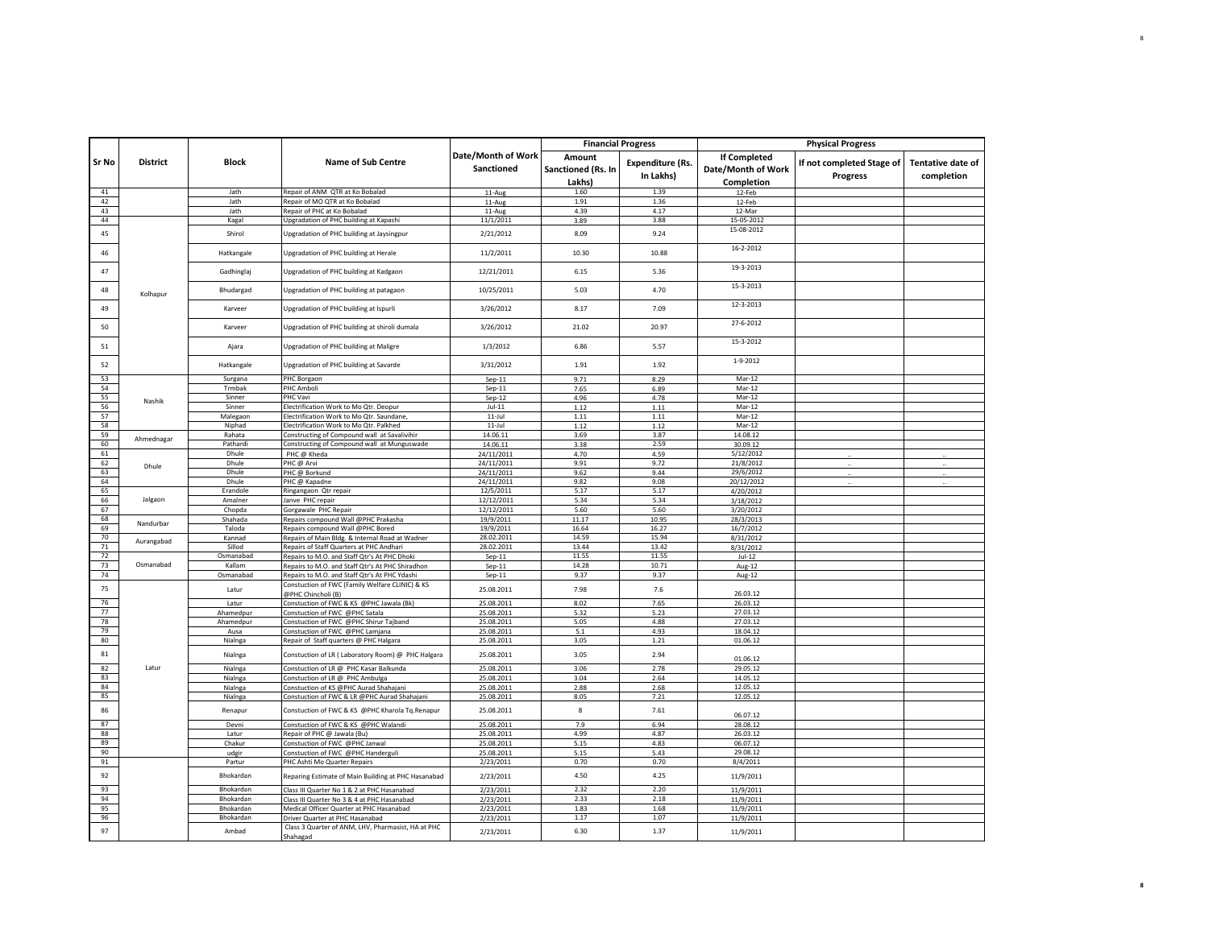| Sr No | District | Block | Name of Sub Centre | Date/Month of Work Sanctioned | Financial Progress | | Physical Progress | | |
|---|---|---|---|---|---|---|---|---|---|
| | | | | | Amount Sanctioned (Rs. In Lakhs) | Expenditure (Rs. In Lakhs) | If Completed Date/Month of Work Completion | If not completed Stage of Progress | Tentative date of completion |
| 41 | | Jath | Repair of ANM QTR at Ko Bobalad | 11-Aug | 1.60 | 1.39 | 12-Feb | | |
| 42 | | Jath | Repair of MO QTR at Ko Bobalad | 11-Aug | 1.91 | 1.36 | 12-Feb | | |
| 43 | | Jath | Repair of PHC at Ko Bobalad | 11-Aug | 4.39 | 4.17 | 12-Mar | | |
| 44 | Kolhapur | Kagal | Upgradation of PHC building at Kapashi | 11/1/2011 | 3.89 | 3.88 | 15-05-2012 | | |
| 45 | | Shirol | Upgradation of PHC building at Jaysingpur | 2/21/2012 | 8.09 | 9.24 | 15-08-2012 | | |
| 46 | | Hatkangale | Upgradation of PHC building at Herale | 11/2/2011 | 10.30 | 10.88 | 16-2-2012 | | |
| 47 | | Gadhinglaj | Upgradation of PHC building at Kadgaon | 12/21/2011 | 6.15 | 5.36 | 19-3-2013 | | |
| 48 | | Bhudargad | Upgradation of PHC building at patagaon | 10/25/2011 | 5.03 | 4.70 | 15-3-2013 | | |
| 49 | | Karveer | Upgradation of PHC building at Ispurli | 3/26/2012 | 8.17 | 7.09 | 12-3-2013 | | |
| 50 | | Karveer | Upgradation of PHC building at shiroli dumala | 3/26/2012 | 21.02 | 20.97 | 27-6-2012 | | |
| 51 | | Ajara | Upgradation of PHC building at Maligre | 1/3/2012 | 6.86 | 5.57 | 15-3-2012 | | |
| 52 | | Hatkangale | Upgradation of PHC building at Savarde | 3/31/2012 | 1.91 | 1.92 | 1-9-2012 | | |
| 53 | Nashik | Surgana | PHC Borgaon | Sep-11 | 9.71 | 8.29 | Mar-12 | | |
| 54 | | Trmbak | PHC Amboli | Sep-11 | 7.65 | 6.89 | Mar-12 | | |
| 55 | | Sinner | PHC Vavi | Sep-12 | 4.96 | 4.78 | Mar-12 | | |
| 56 | | Sinner | Electrification Work to Mo Qtr. Deopur | Jul-11 | 1.12 | 1.11 | Mar-12 | | |
| 57 | | Malegaon | Electrification Work to Mo Qtr. Saundane, | 11-Jul | 1.11 | 1.11 | Mar-12 | | |
| 58 | | Niphad | Electrification Work to Mo Qtr. Palkhed | 11-Jul | 1.12 | 1.12 | Mar-12 | | |
| 59 | Ahmednagar | Rahata | Constructing of Compound wall at Savalivihir | 14.06.11 | 3.69 | 3.87 | 14.08.12 | | |
| 60 | | Pathardi | Constructing of Compound wall at Munguswade | 14.06.11 | 3.38 | 2.59 | 30.09.12 | | |
| 61 | Dhule | Dhule | PHC @ Kheda | 24/11/2011 | 4.70 | 4.59 | 5/12/2012 | .. | .. |
| 62 | | Dhule | PHC @ Arvi | 24/11/2011 | 9.91 | 9.72 | 21/8/2012 | .. | .. |
| 63 | | Dhule | PHC @ Borkund | 24/11/2011 | 9.62 | 9.44 | 29/6/2012 | .. | .. |
| 64 | | Dhule | PHC @ Kapadne | 24/11/2011 | 9.82 | 9.08 | 20/12/2012 | .. | .. |
| 65 | Jalgaon | Erandole | Ringangaon Qtr repair | 12/5/2011 | 5.17 | 5.17 | 4/20/2012 | | |
| 66 | | Amalner | Janve PHC repair | 12/12/2011 | 5.34 | 5.34 | 3/18/2012 | | |
| 67 | | Chopda | Gorgawale PHC Repair | 12/12/2011 | 5.60 | 5.60 | 3/20/2012 | | |
| 68 | Nandurbar | Shahada | Repairs compound Wall @PHC Prakasha | 19/9/2011 | 11.17 | 10.95 | 28/3/2013 | | |
| 69 | | Taloda | Repairs compound Wall @PHC Bored | 19/9/2011 | 16.64 | 16.27 | 16/7/2012 | | |
| 70 | Aurangabad | Kannad | Repairs of Main Bldg. & Internal Road at Wadner | 28.02.2011 | 14.59 | 15.94 | 8/31/2012 | | |
| 71 | | Sillod | Repairs of Staff Quarters at PHC Andhari | 28.02.2011 | 13.44 | 13.42 | 8/31/2012 | | |
| 72 | Osmanabad | Osmanabad | Repairs to M.O. and Staff Qtr's At PHC Dhoki | Sep-11 | 11.55 | 11.55 | Jul-12 | | |
| 73 | | Kallam | Repairs to M.O. and Staff Qtr's At PHC Shiradhon | Sep-11 | 14.28 | 10.71 | Aug-12 | | |
| 74 | | Osmanabad | Repairs to M.O. and Staff Qtr's At PHC Ydashi | Sep-11 | 9.37 | 9.37 | Aug-12 | | |
| 75 | Latur | Latur | Constuction of FWC (Family Welfare CLINIC) & KS @PHC Chincholi (B) | 25.08.2011 | 7.98 | 7.6 | 26.03.12 | | |
| 76 | | Latur | Constuction of FWC & KS @PHC Jawala (Bk) | 25.08.2011 | 8.02 | 7.65 | 26.03.12 | | |
| 77 | | Ahamedpur | Constuction of FWC @PHC Satala | 25.08.2011 | 5.32 | 5.23 | 27.03.12 | | |
| 78 | | Ahamedpur | Constuction of FWC @PHC Shirur Tajband | 25.08.2011 | 5.05 | 4.88 | 27.03.12 | | |
| 79 | | Ausa | Constuction of FWC @PHC Lamjana | 25.08.2011 | 5.1 | 4.93 | 18.04.12 | | |
| 80 | | Nialnga | Repair of Staff quarters @ PHC Halgara | 25.08.2011 | 3.05 | 1.21 | 01.06.12 | | |
| 81 | | Nialnga | Constuction of LR ( Laboratory Room) @ PHC Halgara | 25.08.2011 | 3.05 | 2.94 | 01.06.12 | | |
| 82 | | Nialnga | Constuction of LR @ PHC Kasar Balkunda | 25.08.2011 | 3.06 | 2.78 | 29.05.12 | | |
| 83 | | Nialnga | Constuction of LR @ PHC Ambulga | 25.08.2011 | 3.04 | 2.64 | 14.05.12 | | |
| 84 | | Nialnga | Constuction of KS @PHC Aurad Shahajani | 25.08.2011 | 2.88 | 2.68 | 12.05.12 | | |
| 85 | | Nialnga | Constuction of FWC & LR @PHC Aurad Shahajani | 25.08.2011 | 8.05 | 7.21 | 12.05.12 | | |
| 86 | | Renapur | Constuction of FWC & KS @PHC Kharola Tq.Renapur | 25.08.2011 | 8 | 7.61 | 06.07.12 | | |
| 87 | | Devni | Constuction of FWC & KS @PHC Walandi | 25.08.2011 | 7.9 | 6.94 | 28.08.12 | | |
| 88 | | Latur | Repair of PHC @ Jawala (Bu) | 25.08.2011 | 4.99 | 4.87 | 26.03.12 | | |
| 89 | | Chakur | Constuction of FWC @PHC Janwal | 25.08.2011 | 5.15 | 4.83 | 06.07.12 | | |
| 90 | | udgir | Constuction of FWC @PHC Handerguli | 25.08.2011 | 5.15 | 5.43 | 29.08.12 | | |
| 91 | | Partur | PHC Ashti Mo Quarter Repairs | 2/23/2011 | 0.70 | 0.70 | 8/4/2011 | | |
| 92 | | Bhokardan | Reparing Estimate of Main Building at PHC Hasanabad | 2/23/2011 | 4.50 | 4.25 | 11/9/2011 | | |
| 93 | | Bhokardan | Class III Quarter No 1 & 2 at PHC Hasanabad | 2/23/2011 | 2.32 | 2.20 | 11/9/2011 | | |
| 94 | | Bhokardan | Class III Quarter No 3 & 4 at PHC Hasanabad | 2/23/2011 | 2.33 | 2.18 | 11/9/2011 | | |
| 95 | | Bhokardan | Medical Officer Quarter at PHC Hasanabad | 2/23/2011 | 1.83 | 1.68 | 11/9/2011 | | |
| 96 | | Bhokardan | Driver Quarter at PHC Hasanabad | 2/23/2011 | 1.17 | 1.07 | 11/9/2011 | | |
| 97 | | Ambad | Class 3 Quarter of ANM, LHV, Pharmasist, HA at PHC Shahagad | 2/23/2011 | 6.30 | 1.37 | 11/9/2011 | | |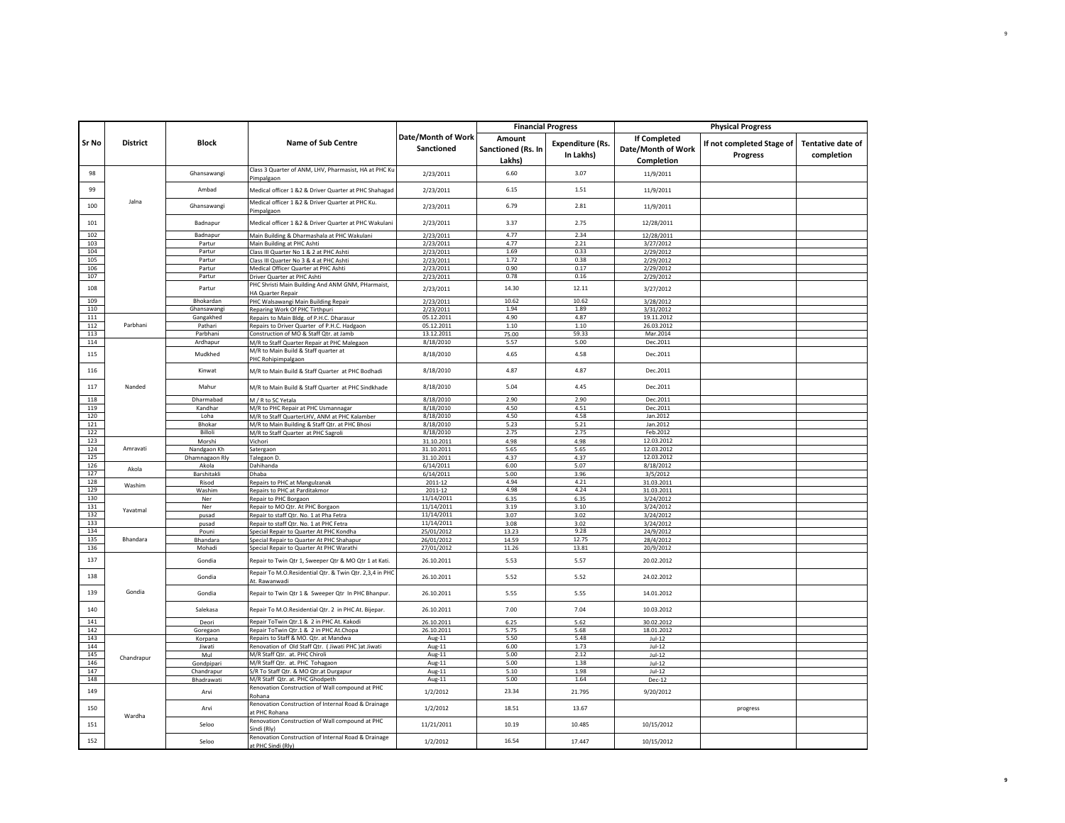| Sr No | District | Block | Name of Sub Centre | Date/Month of Work Sanctioned | Financial Progress | | Physical Progress | | |
|---|---|---|---|---|---|---|---|---|---|
| | | | | | Amount Sanctioned (Rs. In Lakhs) | Expenditure (Rs. In Lakhs) | If Completed Date/Month of Work Completion | If not completed Stage of Progress | Tentative date of completion |
| 98 | Jalna | Ghansawangi | Class 3 Quarter of ANM, LHV, Pharmacist, HA at PHC Ku Pimpalgaon | 2/23/2011 | 6.60 | 3.07 | 11/9/2011 | | |
| 99 | | Ambad | Medical officer 1 &2 & Driver Quarter at PHC Shahagad | 2/23/2011 | 6.15 | 1.51 | 11/9/2011 | | |
| 100 | | Ghansawangi | Medical officer 1 &2 & Driver Quarter at PHC Ku. Pimpalgaon | 2/23/2011 | 6.79 | 2.81 | 11/9/2011 | | |
| 101 | | Badnapur | Medical officer 1 &2 & Driver Quarter at PHC Wakulani | 2/23/2011 | 3.37 | 2.75 | 12/28/2011 | | |
| 102 | | Badnapur | Main Building & Dharmashala at PHC Wakulani | 2/23/2011 | 4.77 | 2.34 | 12/28/2011 | | |
| 103 | | Partur | Main Building at PHC Ashti | 2/23/2011 | 4.77 | 2.21 | 3/27/2012 | | |
| 104 | | Partur | Class III Quarter No 1 & 2 at PHC Ashti | 2/23/2011 | 1.69 | 0.33 | 2/29/2012 | | |
| 105 | | Partur | Class III Quarter No 3 & 4 at PHC Ashti | 2/23/2011 | 1.72 | 0.38 | 2/29/2012 | | |
| 106 | | Partur | Medical Officer Quarter at PHC Ashti | 2/23/2011 | 0.90 | 0.17 | 2/29/2012 | | |
| 107 | | Partur | Driver Quarter at PHC Ashti | 2/23/2011 | 0.78 | 0.16 | 2/29/2012 | | |
| 108 | | Partur | PHC Shristi Main Building And ANM GNM, PHarmaist, HA Quarter Repair | 2/23/2011 | 14.30 | 12.11 | 3/27/2012 | | |
| 109 | | Bhokardan | PHC Walsawangi Main Building Repair | 2/23/2011 | 10.62 | 10.62 | 3/28/2012 | | |
| 110 | | Ghansawangi | Reparing Work Of PHC Tirthpuri | 2/23/2011 | 1.94 | 1.89 | 3/31/2012 | | |
| 111 | Parbhani | Gangakhed | Repairs to Main Bldg. of P.H.C. Dharasur | 05.12.2011 | 4.90 | 4.87 | 19.11.2012 | | |
| 112 | | Pathari | Repairs to Driver Quarter of P.H.C. Hadgaon | 05.12.2011 | 1.10 | 1.10 | 26.03.2012 | | |
| 113 | | Parbhani | Construction of MO & Staff Qtr. at Jamb | 13.12.2011 | 75.00 | 59.33 | Mar.2014 | | |
| 114 | Nanded | Ardhapur | M/R to Staff Quarter Repair at PHC Malegaon | 8/18/2010 | 5.57 | 5.00 | Dec.2011 | | |
| 115 | | Mudkhed | M/R to Main Build & Staff quarter at PHC Rohipimpalgaon | 8/18/2010 | 4.65 | 4.58 | Dec.2011 | | |
| 116 | | Kinwat | M/R to Main Build & Staff Quarter at PHC Bodhadi | 8/18/2010 | 4.87 | 4.87 | Dec.2011 | | |
| 117 | | Mahur | M/R to Main Build & Staff Quarter at PHC Sindkhade | 8/18/2010 | 5.04 | 4.45 | Dec.2011 | | |
| 118 | | Dharmabad | M / R to SC Yetala | 8/18/2010 | 2.90 | 2.90 | Dec.2011 | | |
| 119 | | Kandhar | M/R to PHC Repair at PHC Usmannagar | 8/18/2010 | 4.50 | 4.51 | Dec.2011 | | |
| 120 | | Loha | M/R to Staff QuarterLHV, ANM at PHC Kalamber | 8/18/2010 | 4.50 | 4.58 | Jan.2012 | | |
| 121 | | Bhokar | M/R to Main Building & Staff Qtr. at PHC Bhosi | 8/18/2010 | 5.23 | 5.21 | Jan.2012 | | |
| 122 | | Billoli | M/R to Staff Quarter at PHC Sagroli | 8/18/2010 | 2.75 | 2.75 | Feb.2012 | | |
| 123 | Amravati | Morshi | Vichori | 31.10.2011 | 4.98 | 4.98 | 12.03.2012 | | |
| 124 | | Nandgaon Kh | Satergaon | 31.10.2011 | 5.65 | 5.65 | 12.03.2012 | | |
| 125 | | Dhamnagaon Rly | Talegaon D. | 31.10.2011 | 4.37 | 4.37 | 12.03.2012 | | |
| 126 | Akola | Akola | Dahihanda | 6/14/2011 | 6.00 | 5.07 | 8/18/2012 | | |
| 127 | | Barshitakli | Dhaba | 6/14/2011 | 5.00 | 3.96 | 3/5/2012 | | |
| 128 | Washim | Risod | Repairs to PHC at Mangulzanak | 2011-12 | 4.94 | 4.21 | 31.03.2011 | | |
| 129 | | Washim | Repairs to PHC at Parditakmor | 2011-12 | 4.98 | 4.24 | 31.03.2011 | | |
| 130 | Yavatmal | Ner | Repair to PHC Borgaon | 11/14/2011 | 6.35 | 6.35 | 3/24/2012 | | |
| 131 | | Ner | Repair to MO Qtr. At PHC Borgaon | 11/14/2011 | 3.19 | 3.10 | 3/24/2012 | | |
| 132 | | pusad | Repair to staff Qtr. No. 1 at Pha Fetra | 11/14/2011 | 3.07 | 3.02 | 3/24/2012 | | |
| 133 | | pusad | Repair to staff Qtr. No. 1 at PHC Fetra | 11/14/2011 | 3.08 | 3.02 | 3/24/2012 | | |
| 134 | Bhandara | Pouni | Special Repair to Quarter At PHC Kondha | 25/01/2012 | 13.23 | 9.28 | 24/9/2012 | | |
| 135 | | Bhandara | Special Repair to Quarter At PHC Shahapur | 26/01/2012 | 14.59 | 12.75 | 28/4/2012 | | |
| 136 | | Mohadi | Special Repair to Quarter At PHC Warathi | 27/01/2012 | 11.26 | 13.81 | 20/9/2012 | | |
| 137 | Gondia | Gondia | Repair to Twin Qtr 1, Sweeper Qtr & MO Qtr 1 at Kati. | 26.10.2011 | 5.53 | 5.57 | 20.02.2012 | | |
| 138 | | Gondia | Repair To M.O.Residential Qtr. & Twin Qtr. 2,3,4 in PHC At. Rawanwadi | 26.10.2011 | 5.52 | 5.52 | 24.02.2012 | | |
| 139 | | Gondia | Repair to Twin Qtr 1 & Sweeper Qtr In PHC Bhanpur. | 26.10.2011 | 5.55 | 5.55 | 14.01.2012 | | |
| 140 | | Salekasa | Repair To M.O.Residential Qtr. 2 in PHC At. Bijepar. | 26.10.2011 | 7.00 | 7.04 | 10.03.2012 | | |
| 141 | | Deori | Repair ToTwin Qtr.1 & 2 in PHC At. Kakodi | 26.10.2011 | 6.25 | 5.62 | 30.02.2012 | | |
| 142 | | Goregaon | Repair ToTwin Qtr.1 & 2 in PHC At.Chopa | 26.10.2011 | 5.75 | 5.68 | 18.01.2012 | | |
| 143 | Chandrapur | Korpana | Repairs to Staff & MO. Qtr. at Mandwa | Aug-11 | 5.50 | 5.48 | Jul-12 | | |
| 144 | | Jiwati | Renovation of Old Staff Qtr. ( Jiwati PHC )at Jiwati | Aug-11 | 6.00 | 1.73 | Jul-12 | | |
| 145 | | Mul | M/R Staff Qtr. at. PHC Chiroli | Aug-11 | 5.00 | 2.12 | Jul-12 | | |
| 146 | | Gondpipari | M/R Staff Qtr. at. PHC Tohagaon | Aug-11 | 5.00 | 1.38 | Jul-12 | | |
| 147 | | Chandrapur | S/R To Staff Qtr. & MO Qtr.at Durgapur | Aug-11 | 5.10 | 1.98 | Jul-12 | | |
| 148 | | Bhadrawati | M/R Staff Qtr. at. PHC Ghodpeth | Aug-11 | 5.00 | 1.64 | Dec-12 | | |
| 149 | Wardha | Arvi | Renovation Construction of Wall compound at PHC Rohana | 1/2/2012 | 23.34 | 21.795 | 9/20/2012 | | |
| 150 | | Arvi | Renovation Construction of Internal Road & Drainage at PHC Rohana | 1/2/2012 | 18.51 | 13.67 | | progress | |
| 151 | | Seloo | Renovation Construction of Wall compound at PHC Sindi (Rly) | 11/21/2011 | 10.19 | 10.485 | 10/15/2012 | | |
| 152 | | Seloo | Renovation Construction of Internal Road & Drainage at PHC Sindi (Rly) | 1/2/2012 | 16.54 | 17.447 | 10/15/2012 | | |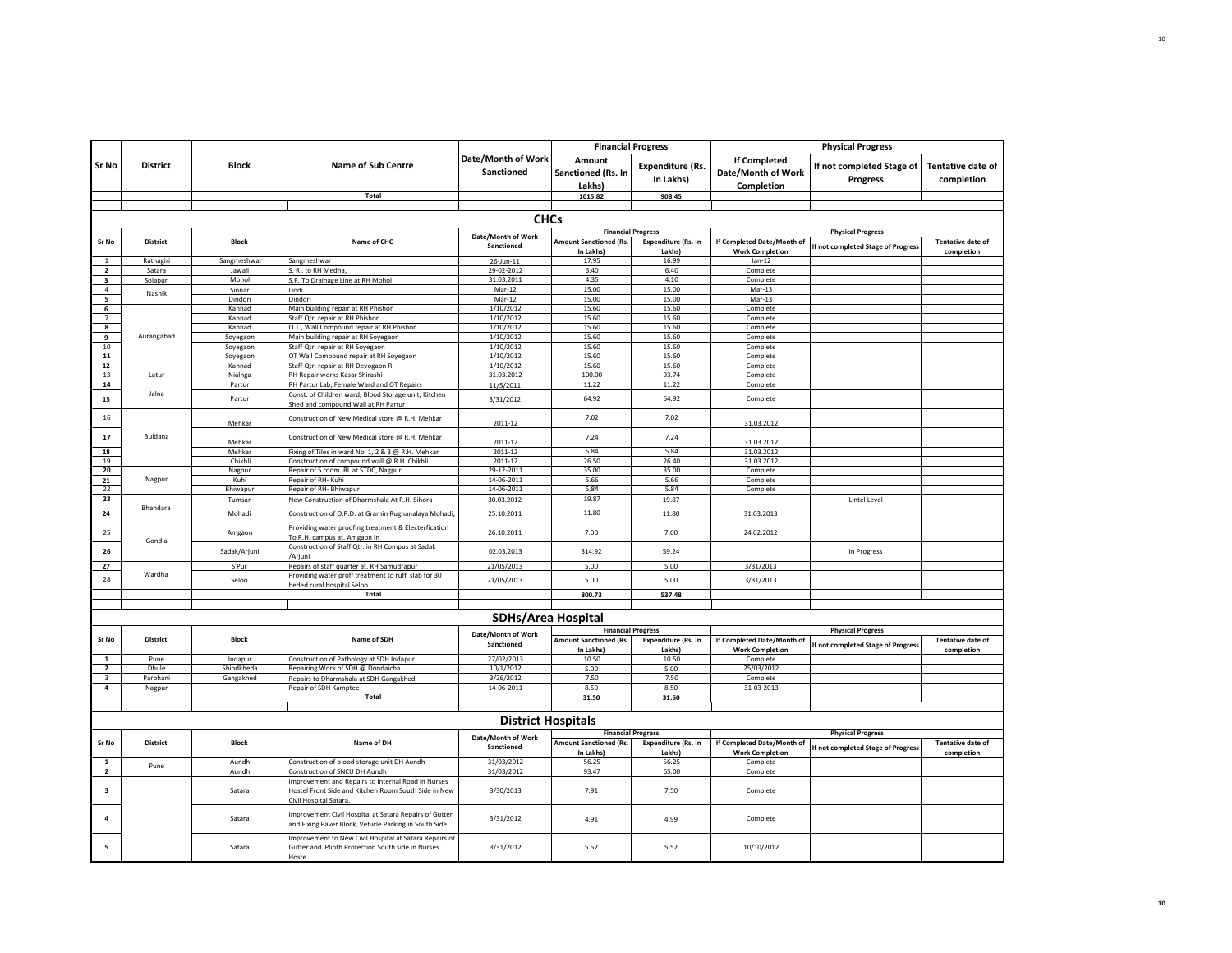| Sr No | District | Block | Name of Sub Centre | Date/Month of Work Sanctioned | Financial Progress | | Physical Progress | | |
|---|---|---|---|---|---|---|---|---|---|
| | | | | | Amount Sanctioned (Rs. In Lakhs) | Expenditure (Rs. In Lakhs) | If Completed Date/Month of Work Completion | If not completed Stage of Progress | Tentative date of completion |
| | | | Total | | 1015.82 | 908.45 | | | |

## CHCs

| Sr No | District | Block | Name of CHC | Date/Month of Work Sanctioned | Financial Progress | | Physical Progress | | |
|---|---|---|---|---|---|---|---|---|---|
| | | | | | Amount Sanctioned (Rs. In Lakhs) | Expenditure (Rs. In Lakhs) | If Completed Date/Month of Work Completion | If not completed Stage of Progress | Tentative date of completion |
| 1 | Ratnagiri | Sangmeshwar | Sangmeshwar | 26-Jun-11 | 17.95 | 16.99 | Jan-12 | | |
| 2 | Satara | Jawali | S. R . to RH Medha, | 29-02-2012 | 6.40 | 6.40 | Complete | | |
| 3 | Solapur | Mohol | S.R. To Drainage Line at RH Mohol | 31.03.2011 | 4.35 | 4.10 | Complete | | |
| 4 | Nashik | Sinnar | Dodi | Mar-12 | 15.00 | 15.00 | Mar-13 | | |
| 5 | | Dindori | Dindori | Mar-12 | 15.00 | 15.00 | Mar-13 | | |
| 6 | Aurangabad | Kannad | Main building repair at RH Phishor | 1/10/2012 | 15.60 | 15.60 | Complete | | |
| 7 | | Kannad | Staff Qtr. repair at RH Phishor | 1/10/2012 | 15.60 | 15.60 | Complete | | |
| 8 | | Kannad | O.T., Wall Compound repair at RH Phishor | 1/10/2012 | 15.60 | 15.60 | Complete | | |
| 9 | | Soyegaon | Main building repair at RH Soyegaon | 1/10/2012 | 15.60 | 15.60 | Complete | | |
| 10 | | Soyegaon | Staff Qtr. repair at RH Soyegaon | 1/10/2012 | 15.60 | 15.60 | Complete | | |
| 11 | | Soyegaon | OT Wall Compound repair at RH Soyegaon | 1/10/2012 | 15.60 | 15.60 | Complete | | |
| 12 | | Kannad | Staff Qtr. repair at RH Devogaon R. | 1/10/2012 | 15.60 | 15.60 | Complete | | |
| 13 | Latur | Nialnga | RH Repair works Kasar Shirashi | 31.03.2012 | 100.00 | 93.74 | Complete | | |
| 14 | Jalna | Partur | RH Partur Lab, Female Ward and OT Repairs | 11/5/2011 | 11.22 | 11.22 | Complete | | |
| 15 | | Partur | Const. of Children ward, Blood Storage unit, Kitchen Shed and compound Wall at RH Partur | 3/31/2012 | 64.92 | 64.92 | Complete | | |
| 16 | Buldana | Mehkar | Construction of New Medical store @ R.H. Mehkar | 2011-12 | 7.02 | 7.02 | 31.03.2012 | | |
| 17 | | Mehkar | Construction of New Medical store @ R.H. Mehkar | 2011-12 | 7.24 | 7.24 | 31.03.2012 | | |
| 18 | | Mehkar | Fixing of Tiles in ward No. 1, 2 & 3 @ R.H. Mehkar | 2011-12 | 5.84 | 5.84 | 31.03.2012 | | |
| 19 | | Chikhli | Construction of compound wall @ R.H. Chikhli | 2011-12 | 26.50 | 26.40 | 31.03.2012 | | |
| 20 | Nagpur | Nagpur | Repair of 5 room IRL at STDC, Nagpur | 29-12-2011 | 35.00 | 35.00 | Complete | | |
| 21 | | Kuhi | Repair of RH- Kuhi | 14-06-2011 | 5.66 | 5.66 | Complete | | |
| 22 | | Bhiwapur | Repair of RH- Bhiwapur | 14-06-2011 | 5.84 | 5.84 | Complete | | |
| 23 | Bhandara | Tumsar | New Construction of Dharmshala At R.H. Sihora | 30.03.2012 | 19.87 | 19.87 | | Lintel Level | |
| 24 | | Mohadi | Construction of O.P.D. at Gramin Rughanalaya Mohadi, | 25.10.2011 | 11.80 | 11.80 | 31.03.2013 | | |
| 25 | Gondia | Amgaon | Providing water proofing treatment & Electerfication To R.H. campus at. Amgaon in | 26.10.2011 | 7.00 | 7.00 | 24.02.2012 | | |
| 26 | | Sadak/Arjuni | Construction of Staff Qtr. in RH Compus at Sadak /Arjuni | 02.03.2013 | 314.92 | 59.24 | | In Progress | |
| 27 | Wardha | S'Pur | Repairs of staff quarter at. RH Samudrapur | 21/05/2013 | 5.00 | 5.00 | 3/31/2013 | | |
| 28 | | Seloo | Providing water proff treatment to ruff slab for 30 beded rural hospital Seloo | 21/05/2013 | 5.00 | 5.00 | 3/31/2013 | | |
| | | | Total | | 800.73 | 537.48 | | | |

## SDHs/Area Hospital

| Sr No | District | Block | Name of SDH | Date/Month of Work Sanctioned | Financial Progress | | Physical Progress | | |
|---|---|---|---|---|---|---|---|---|---|
| | | | | | Amount Sanctioned (Rs. In Lakhs) | Expenditure (Rs. In Lakhs) | If Completed Date/Month of Work Completion | If not completed Stage of Progress | Tentative date of completion |
| 1 | Pune | Indapur | Construction of Pathology at SDH Indapur | 27/02/2013 | 10.50 | 10.50 | Complete | | |
| 2 | Dhule | Shindkheda | Repairing Work of SDH @ Dondaicha | 10/1/2012 | 5.00 | 5.00 | 25/03/2012 | | |
| 3 | Parbhani | Gangakhed | Repairs to Dharmshala at SDH Gangakhed | 3/26/2012 | 7.50 | 7.50 | Complete | | |
| 4 | Nagpur | | Repair of SDH Kamptee | 14-06-2011 | 8.50 | 8.50 | 31-03-2013 | | |
| | | | Total | | 31.50 | 31.50 | | | |

## District Hospitals

| Sr No | District | Block | Name of DH | Date/Month of Work Sanctioned | Financial Progress | | Physical Progress | | |
|---|---|---|---|---|---|---|---|---|---|
| | | | | | Amount Sanctioned (Rs. In Lakhs) | Expenditure (Rs. In Lakhs) | If Completed Date/Month of Work Completion | If not completed Stage of Progress | Tentative date of completion |
| 1 | Pune | Aundh | Construction of blood storage unit DH Aundh | 31/03/2012 | 56.25 | 56.25 | Complete | | |
| 2 | | Aundh | Construction of SNCU DH Aundh | 31/03/2012 | 93.47 | 65.00 | Complete | | |
| 3 | | Satara | Improvement and Repairs to Internal Road in Nurses Hostel Front Side and Kitchen Room South Side in New Civil Hospital Satara. | 3/30/2013 | 7.91 | 7.50 | Complete | | |
| 4 | | Satara | Improvement Civil Hospital at Satara Repairs of Gutter and Fixing Paver Block, Vehicle Parking in South Side. | 3/31/2012 | 4.91 | 4.99 | Complete | | |
| 5 | | Satara | Improvement to New Civil Hospital at Satara Repairs of Gutter and Plinth Protection South side in Nurses Hoste. | 3/31/2012 | 5.52 | 5.52 | 10/10/2012 | | |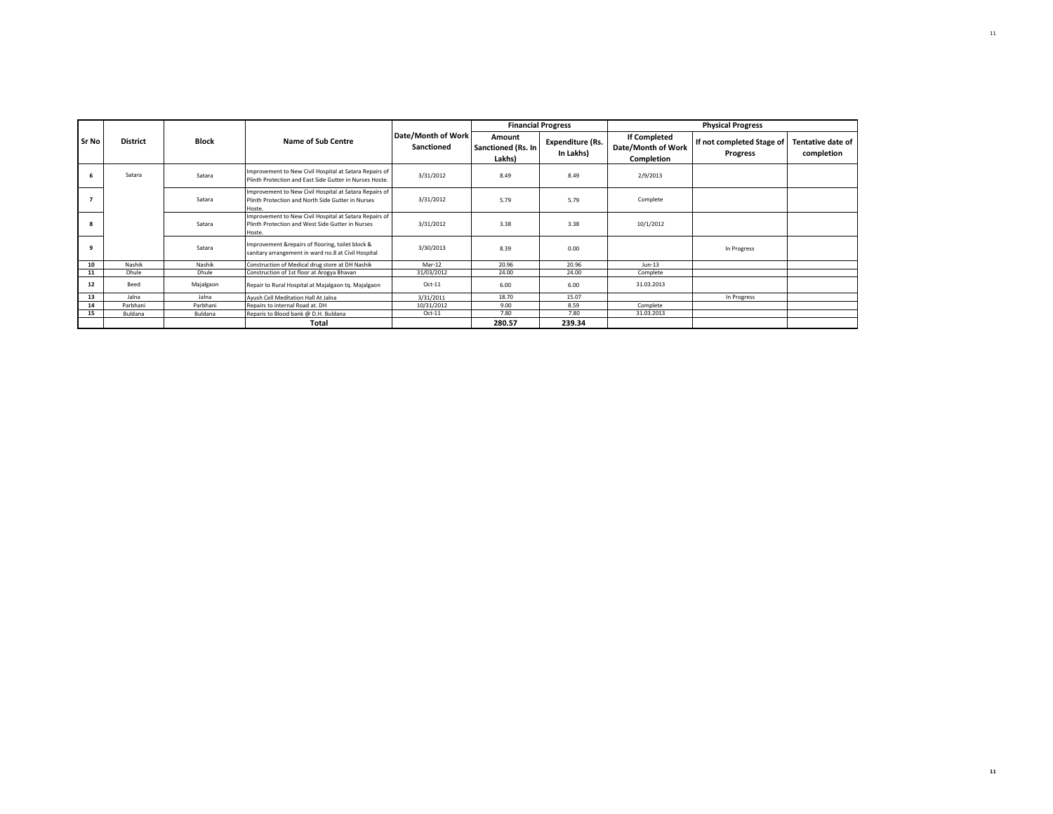| Sr No | District | Block | Name of Sub Centre | Date/Month of Work Sanctioned | Financial Progress | | Physical Progress | | |
|---|---|---|---|---|---|---|---|---|---|
| | | | | | Amount Sanctioned (Rs. In Lakhs) | Expenditure (Rs. In Lakhs) | If Completed Date/Month of Work Completion | If not completed Stage of Progress | Tentative date of completion |
| 6 | Satara | Satara | Improvement to New Civil Hospital at Satara Repairs of Plinth Protection and East Side Gutter in Nurses Hoste. | 3/31/2012 | 8.49 | 8.49 | 2/9/2013 | | |
| 7 | | Satara | Improvement to New Civil Hospital at Satara Repairs of Plinth Protection and North Side Gutter in Nurses Hoste. | 3/31/2012 | 5.79 | 5.79 | Complete | | |
| 8 | | Satara | Improvement to New Civil Hospital at Satara Repairs of Plinth Protection and West Side Gutter in Nurses Hoste. | 3/31/2012 | 3.38 | 3.38 | 10/1/2012 | | |
| 9 | | Satara | Improvement &repairs of flooring, toilet block & sanitary arrangement in ward no.8 at Civil Hospital | 3/30/2013 | 8.39 | 0.00 | | In Progress | |
| 10 | Nashik | Nashik | Construction of Medical drug store at DH Nashik | Mar-12 | 20.96 | 20.96 | Jun-13 | | |
| 11 | Dhule | Dhule | Construction of 1st floor at Arogya Bhavan | 31/03/2012 | 24.00 | 24.00 | Complete | | |
| 12 | Beed | Majalgaon | Repair to Rural Hospital at Majalgaon tq. Majalgaon | Oct-11 | 6.00 | 6.00 | 31.03.2013 | | |
| 13 | Jalna | Jalna | Ayush Cell Meditation Hall At Jalna | 3/31/2011 | 18.70 | 15.07 | | In Progress | |
| 14 | Parbhani | Parbhani | Repairs to internal Road at. DH | 10/31/2012 | 9.00 | 8.59 | Complete | | |
| 15 | Buldana | Buldana | Reparis to Blood bank @ D.H. Buldana | Oct-11 | 7.80 | 7.80 | 31.03.2013 | | |
| | | | **Total** | | **280.57** | **239.34** | | | |